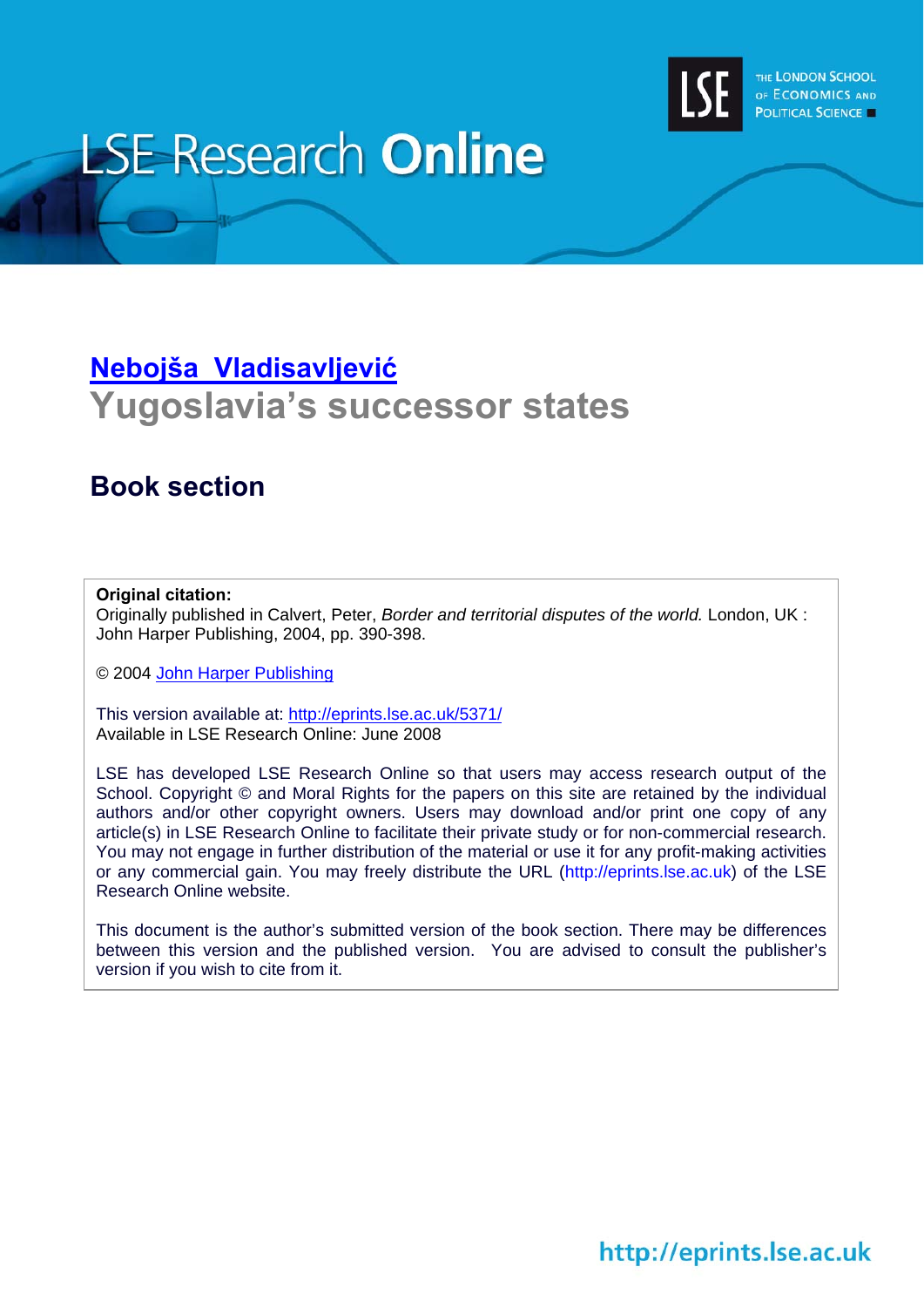# LSE Research Online

THE LONDON SCHOOL OF ECONOMICS AND POLITICAL SCIENCE

## [Nebojša Vladisavljević](#)

# Yugoslavia's successor states

## Book section

**Original citation:**
Originally published in Calvert, Peter, *Border and territorial disputes of the world.* London, UK : John Harper Publishing, 2004, pp. 390-398.

© 2004 [John Harper Publishing](#)

This version available at: http://eprints.lse.ac.uk/5371/
Available in LSE Research Online: June 2008

LSE has developed LSE Research Online so that users may access research output of the School. Copyright © and Moral Rights for the papers on this site are retained by the individual authors and/or other copyright owners. Users may download and/or print one copy of any article(s) in LSE Research Online to facilitate their private study or for non-commercial research. You may not engage in further distribution of the material or use it for any profit-making activities or any commercial gain. You may freely distribute the URL (http://eprints.lse.ac.uk) of the LSE Research Online website.

This document is the author's submitted version of the book section. There may be differences between this version and the published version. You are advised to consult the publisher's version if you wish to cite from it.

http://eprints.lse.ac.uk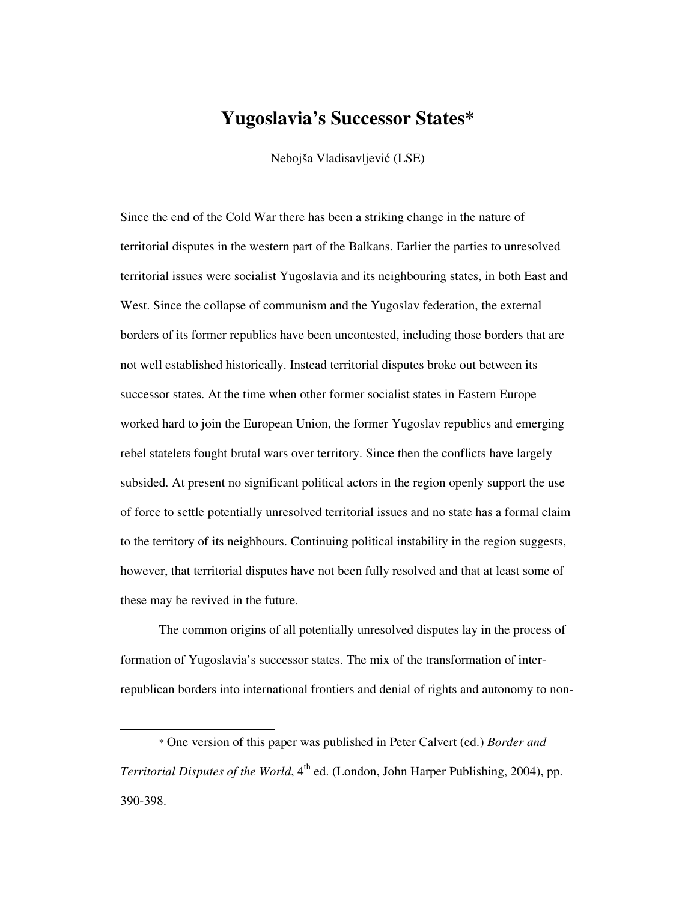# Yugoslavia's Successor States*

Nebojša Vladisavljević (LSE)

Since the end of the Cold War there has been a striking change in the nature of territorial disputes in the western part of the Balkans. Earlier the parties to unresolved territorial issues were socialist Yugoslavia and its neighbouring states, in both East and West. Since the collapse of communism and the Yugoslav federation, the external borders of its former republics have been uncontested, including those borders that are not well established historically. Instead territorial disputes broke out between its successor states. At the time when other former socialist states in Eastern Europe worked hard to join the European Union, the former Yugoslav republics and emerging rebel statelets fought brutal wars over territory. Since then the conflicts have largely subsided. At present no significant political actors in the region openly support the use of force to settle potentially unresolved territorial issues and no state has a formal claim to the territory of its neighbours. Continuing political instability in the region suggests, however, that territorial disputes have not been fully resolved and that at least some of these may be revived in the future.

The common origins of all potentially unresolved disputes lay in the process of formation of Yugoslavia's successor states. The mix of the transformation of inter-republican borders into international frontiers and denial of rights and autonomy to non-

---

* One version of this paper was published in Peter Calvert (ed.) *Border and Territorial Disputes of the World*, 4th ed. (London, John Harper Publishing, 2004), pp. 390-398.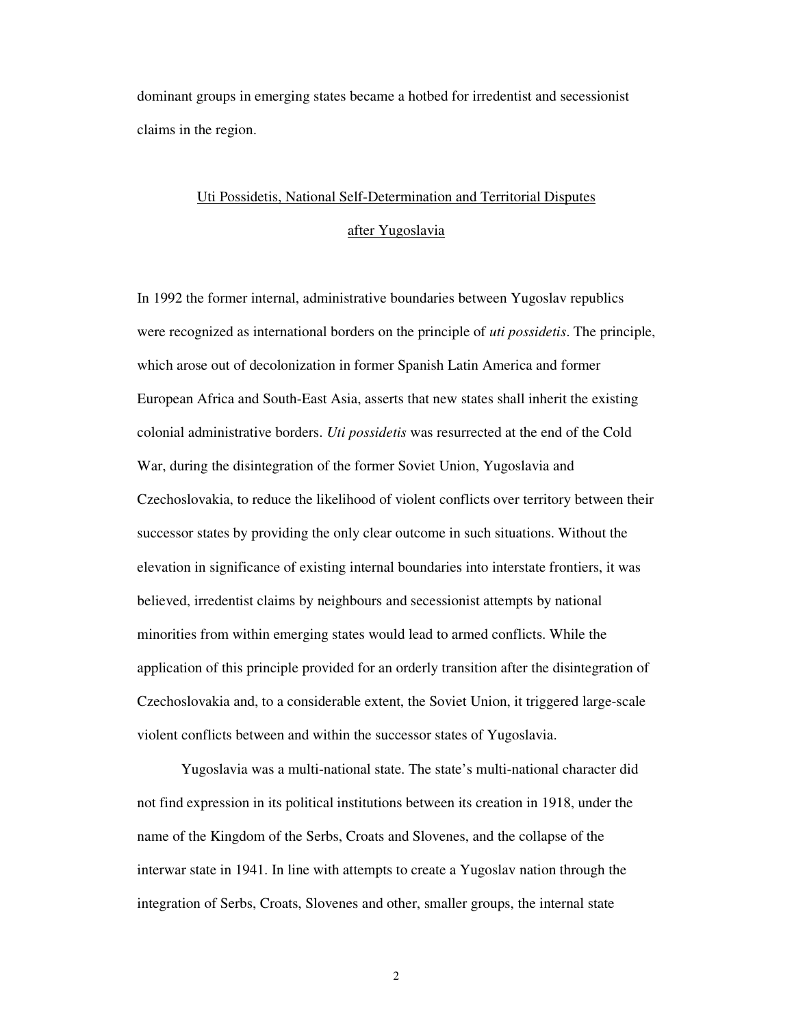dominant groups in emerging states became a hotbed for irredentist and secessionist claims in the region.

## Uti Possidetis, National Self-Determination and Territorial Disputes after Yugoslavia

In 1992 the former internal, administrative boundaries between Yugoslav republics were recognized as international borders on the principle of *uti possidetis*. The principle, which arose out of decolonization in former Spanish Latin America and former European Africa and South-East Asia, asserts that new states shall inherit the existing colonial administrative borders. *Uti possidetis* was resurrected at the end of the Cold War, during the disintegration of the former Soviet Union, Yugoslavia and Czechoslovakia, to reduce the likelihood of violent conflicts over territory between their successor states by providing the only clear outcome in such situations. Without the elevation in significance of existing internal boundaries into interstate frontiers, it was believed, irredentist claims by neighbours and secessionist attempts by national minorities from within emerging states would lead to armed conflicts. While the application of this principle provided for an orderly transition after the disintegration of Czechoslovakia and, to a considerable extent, the Soviet Union, it triggered large-scale violent conflicts between and within the successor states of Yugoslavia.

Yugoslavia was a multi-national state. The state's multi-national character did not find expression in its political institutions between its creation in 1918, under the name of the Kingdom of the Serbs, Croats and Slovenes, and the collapse of the interwar state in 1941. In line with attempts to create a Yugoslav nation through the integration of Serbs, Croats, Slovenes and other, smaller groups, the internal state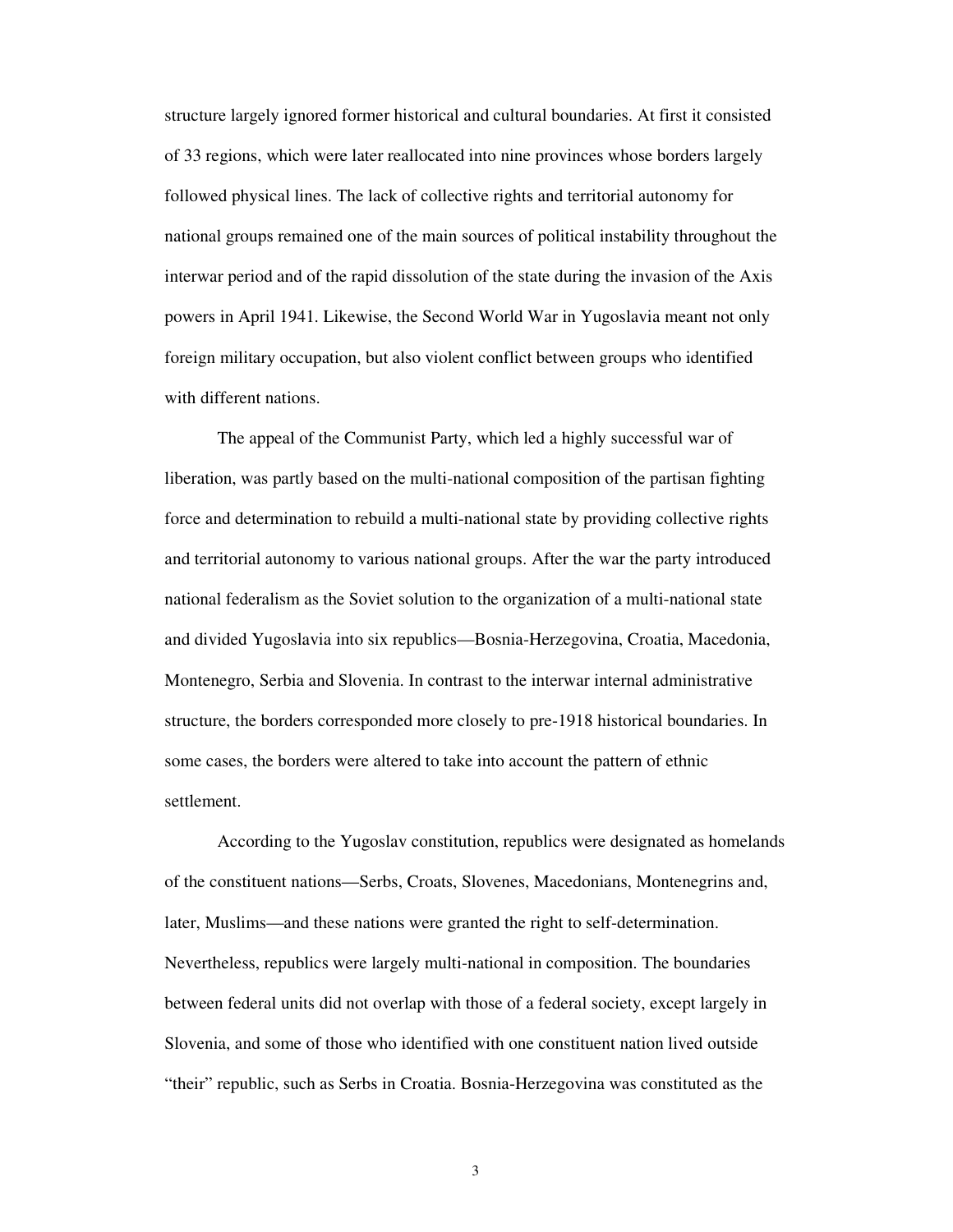structure largely ignored former historical and cultural boundaries. At first it consisted of 33 regions, which were later reallocated into nine provinces whose borders largely followed physical lines. The lack of collective rights and territorial autonomy for national groups remained one of the main sources of political instability throughout the interwar period and of the rapid dissolution of the state during the invasion of the Axis powers in April 1941. Likewise, the Second World War in Yugoslavia meant not only foreign military occupation, but also violent conflict between groups who identified with different nations.

The appeal of the Communist Party, which led a highly successful war of liberation, was partly based on the multi-national composition of the partisan fighting force and determination to rebuild a multi-national state by providing collective rights and territorial autonomy to various national groups. After the war the party introduced national federalism as the Soviet solution to the organization of a multi-national state and divided Yugoslavia into six republics—Bosnia-Herzegovina, Croatia, Macedonia, Montenegro, Serbia and Slovenia. In contrast to the interwar internal administrative structure, the borders corresponded more closely to pre-1918 historical boundaries. In some cases, the borders were altered to take into account the pattern of ethnic settlement.

According to the Yugoslav constitution, republics were designated as homelands of the constituent nations—Serbs, Croats, Slovenes, Macedonians, Montenegrins and, later, Muslims—and these nations were granted the right to self-determination. Nevertheless, republics were largely multi-national in composition. The boundaries between federal units did not overlap with those of a federal society, except largely in Slovenia, and some of those who identified with one constituent nation lived outside "their" republic, such as Serbs in Croatia. Bosnia-Herzegovina was constituted as the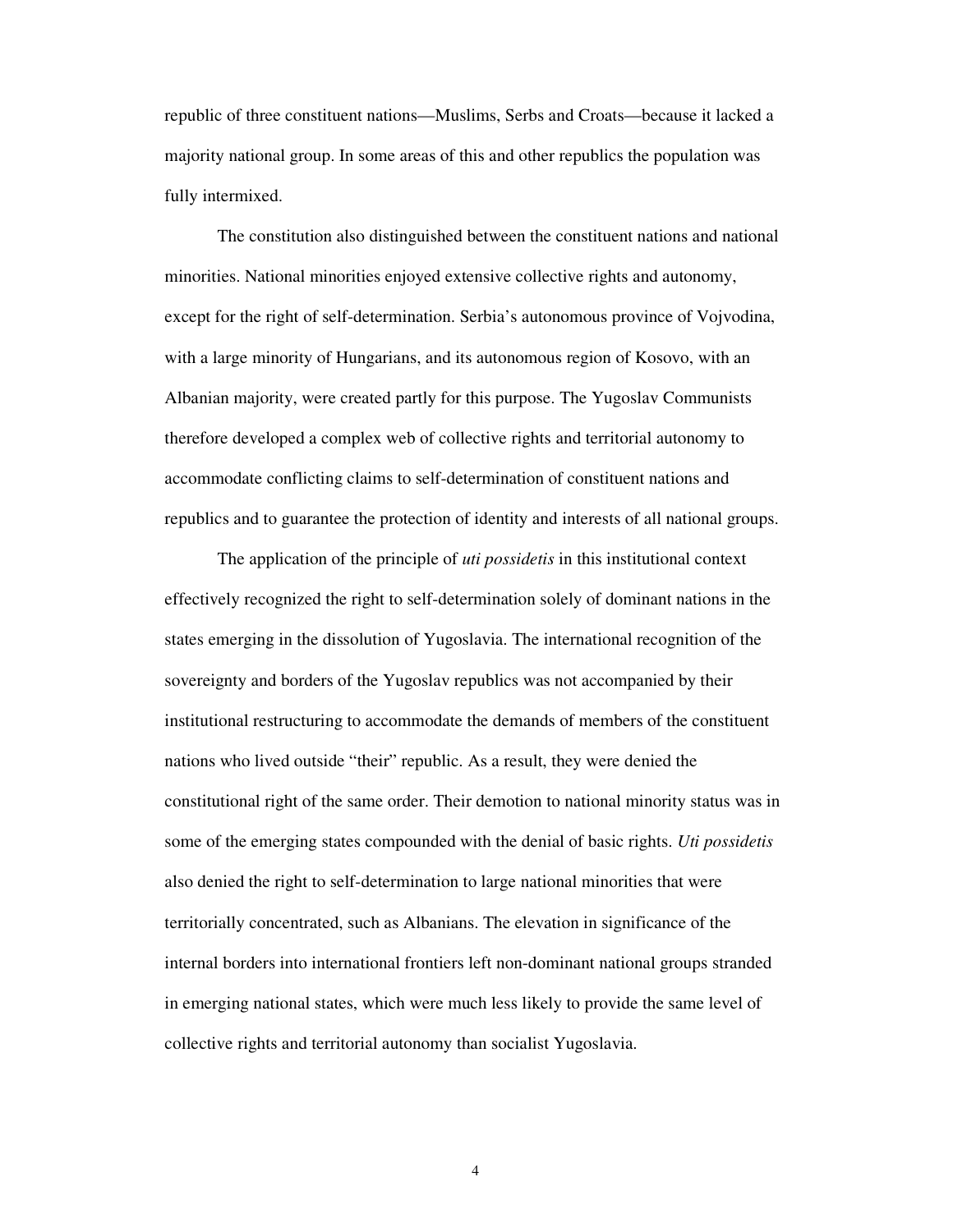republic of three constituent nations—Muslims, Serbs and Croats—because it lacked a majority national group. In some areas of this and other republics the population was fully intermixed.

The constitution also distinguished between the constituent nations and national minorities. National minorities enjoyed extensive collective rights and autonomy, except for the right of self-determination. Serbia's autonomous province of Vojvodina, with a large minority of Hungarians, and its autonomous region of Kosovo, with an Albanian majority, were created partly for this purpose. The Yugoslav Communists therefore developed a complex web of collective rights and territorial autonomy to accommodate conflicting claims to self-determination of constituent nations and republics and to guarantee the protection of identity and interests of all national groups.

The application of the principle of *uti possidetis* in this institutional context effectively recognized the right to self-determination solely of dominant nations in the states emerging in the dissolution of Yugoslavia. The international recognition of the sovereignty and borders of the Yugoslav republics was not accompanied by their institutional restructuring to accommodate the demands of members of the constituent nations who lived outside "their" republic. As a result, they were denied the constitutional right of the same order. Their demotion to national minority status was in some of the emerging states compounded with the denial of basic rights. *Uti possidetis* also denied the right to self-determination to large national minorities that were territorially concentrated, such as Albanians. The elevation in significance of the internal borders into international frontiers left non-dominant national groups stranded in emerging national states, which were much less likely to provide the same level of collective rights and territorial autonomy than socialist Yugoslavia.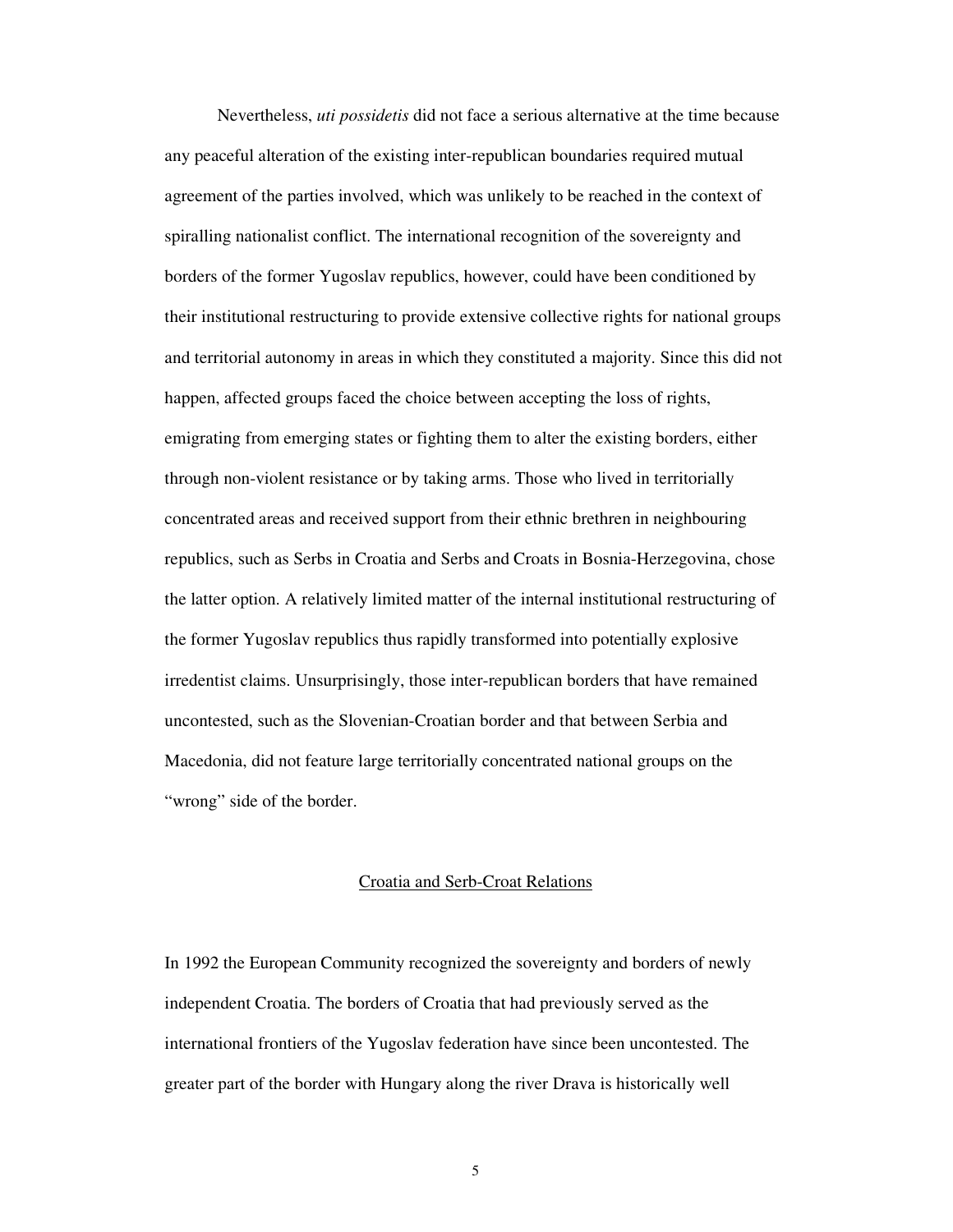Nevertheless, *uti possidetis* did not face a serious alternative at the time because any peaceful alteration of the existing inter-republican boundaries required mutual agreement of the parties involved, which was unlikely to be reached in the context of spiralling nationalist conflict. The international recognition of the sovereignty and borders of the former Yugoslav republics, however, could have been conditioned by their institutional restructuring to provide extensive collective rights for national groups and territorial autonomy in areas in which they constituted a majority. Since this did not happen, affected groups faced the choice between accepting the loss of rights, emigrating from emerging states or fighting them to alter the existing borders, either through non-violent resistance or by taking arms. Those who lived in territorially concentrated areas and received support from their ethnic brethren in neighbouring republics, such as Serbs in Croatia and Serbs and Croats in Bosnia-Herzegovina, chose the latter option. A relatively limited matter of the internal institutional restructuring of the former Yugoslav republics thus rapidly transformed into potentially explosive irredentist claims. Unsurprisingly, those inter-republican borders that have remained uncontested, such as the Slovenian-Croatian border and that between Serbia and Macedonia, did not feature large territorially concentrated national groups on the "wrong" side of the border.

## Croatia and Serb-Croat Relations

In 1992 the European Community recognized the sovereignty and borders of newly independent Croatia. The borders of Croatia that had previously served as the international frontiers of the Yugoslav federation have since been uncontested. The greater part of the border with Hungary along the river Drava is historically well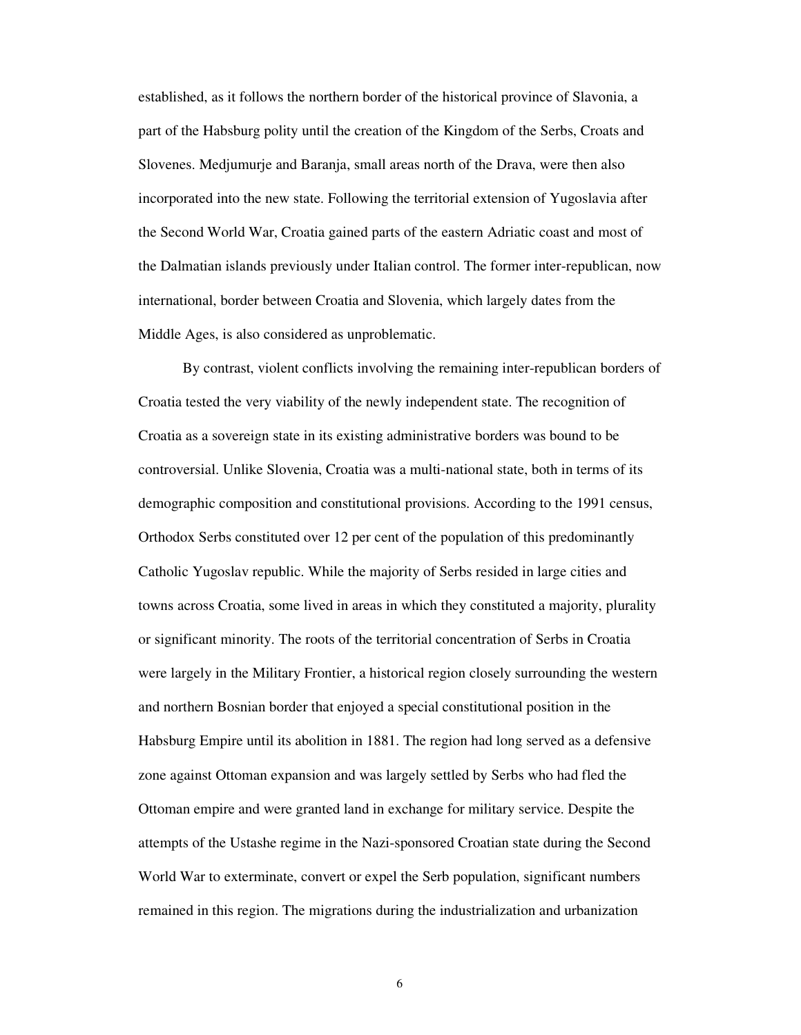established, as it follows the northern border of the historical province of Slavonia, a part of the Habsburg polity until the creation of the Kingdom of the Serbs, Croats and Slovenes. Medjumurje and Baranja, small areas north of the Drava, were then also incorporated into the new state. Following the territorial extension of Yugoslavia after the Second World War, Croatia gained parts of the eastern Adriatic coast and most of the Dalmatian islands previously under Italian control. The former inter-republican, now international, border between Croatia and Slovenia, which largely dates from the Middle Ages, is also considered as unproblematic.

By contrast, violent conflicts involving the remaining inter-republican borders of Croatia tested the very viability of the newly independent state. The recognition of Croatia as a sovereign state in its existing administrative borders was bound to be controversial. Unlike Slovenia, Croatia was a multi-national state, both in terms of its demographic composition and constitutional provisions. According to the 1991 census, Orthodox Serbs constituted over 12 per cent of the population of this predominantly Catholic Yugoslav republic. While the majority of Serbs resided in large cities and towns across Croatia, some lived in areas in which they constituted a majority, plurality or significant minority. The roots of the territorial concentration of Serbs in Croatia were largely in the Military Frontier, a historical region closely surrounding the western and northern Bosnian border that enjoyed a special constitutional position in the Habsburg Empire until its abolition in 1881. The region had long served as a defensive zone against Ottoman expansion and was largely settled by Serbs who had fled the Ottoman empire and were granted land in exchange for military service. Despite the attempts of the Ustashe regime in the Nazi-sponsored Croatian state during the Second World War to exterminate, convert or expel the Serb population, significant numbers remained in this region. The migrations during the industrialization and urbanization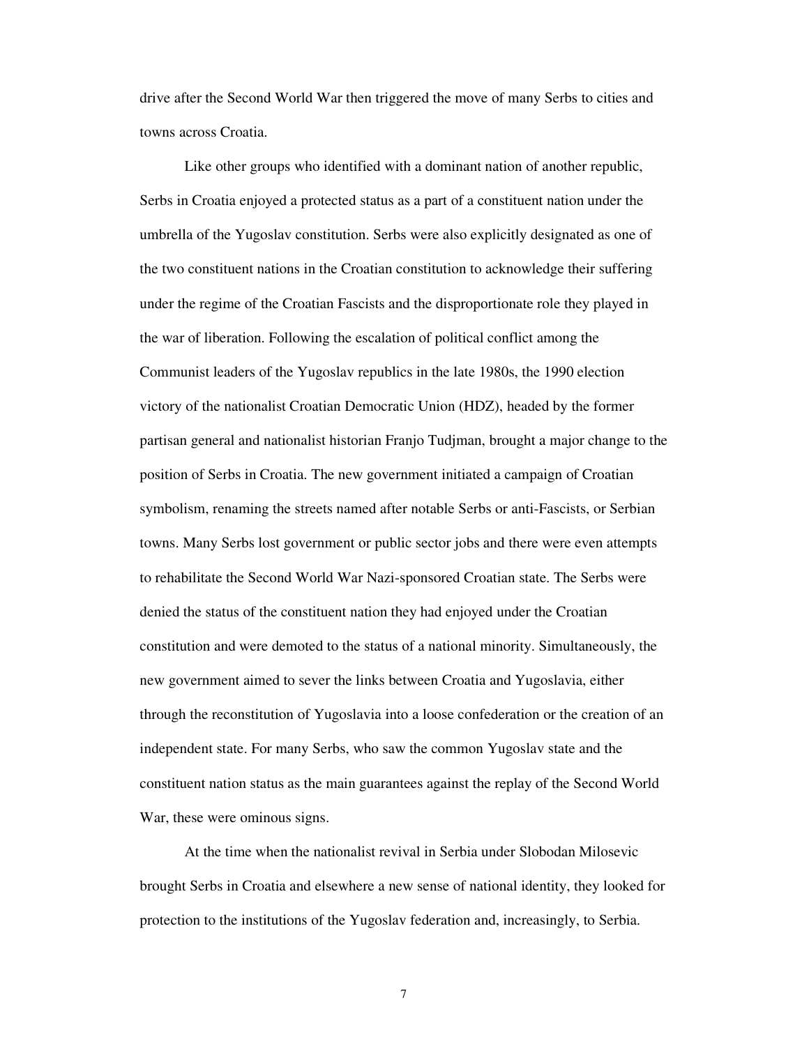drive after the Second World War then triggered the move of many Serbs to cities and towns across Croatia.

Like other groups who identified with a dominant nation of another republic, Serbs in Croatia enjoyed a protected status as a part of a constituent nation under the umbrella of the Yugoslav constitution. Serbs were also explicitly designated as one of the two constituent nations in the Croatian constitution to acknowledge their suffering under the regime of the Croatian Fascists and the disproportionate role they played in the war of liberation. Following the escalation of political conflict among the Communist leaders of the Yugoslav republics in the late 1980s, the 1990 election victory of the nationalist Croatian Democratic Union (HDZ), headed by the former partisan general and nationalist historian Franjo Tudjman, brought a major change to the position of Serbs in Croatia. The new government initiated a campaign of Croatian symbolism, renaming the streets named after notable Serbs or anti-Fascists, or Serbian towns. Many Serbs lost government or public sector jobs and there were even attempts to rehabilitate the Second World War Nazi-sponsored Croatian state. The Serbs were denied the status of the constituent nation they had enjoyed under the Croatian constitution and were demoted to the status of a national minority. Simultaneously, the new government aimed to sever the links between Croatia and Yugoslavia, either through the reconstitution of Yugoslavia into a loose confederation or the creation of an independent state. For many Serbs, who saw the common Yugoslav state and the constituent nation status as the main guarantees against the replay of the Second World War, these were ominous signs.

At the time when the nationalist revival in Serbia under Slobodan Milosevic brought Serbs in Croatia and elsewhere a new sense of national identity, they looked for protection to the institutions of the Yugoslav federation and, increasingly, to Serbia.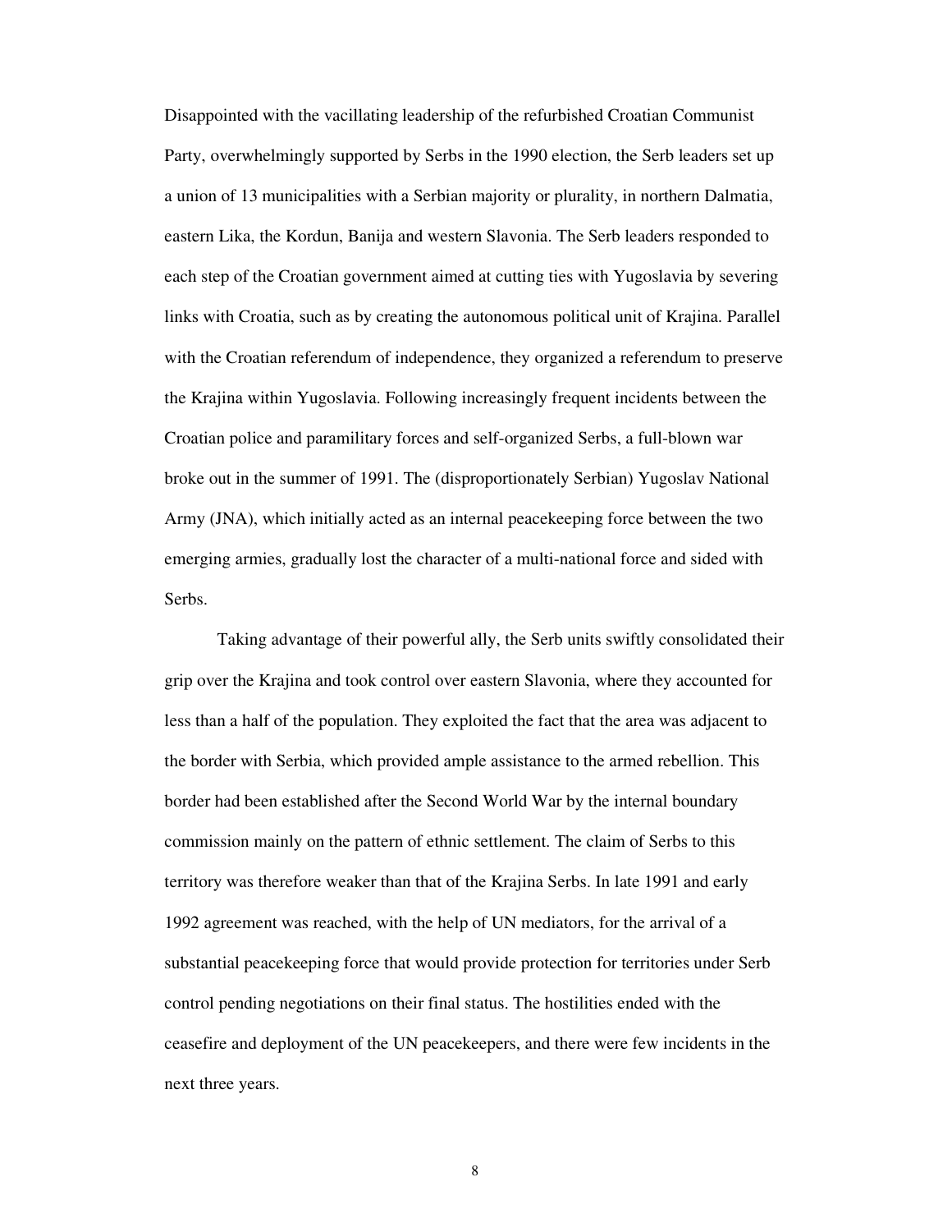Disappointed with the vacillating leadership of the refurbished Croatian Communist Party, overwhelmingly supported by Serbs in the 1990 election, the Serb leaders set up a union of 13 municipalities with a Serbian majority or plurality, in northern Dalmatia, eastern Lika, the Kordun, Banija and western Slavonia. The Serb leaders responded to each step of the Croatian government aimed at cutting ties with Yugoslavia by severing links with Croatia, such as by creating the autonomous political unit of Krajina. Parallel with the Croatian referendum of independence, they organized a referendum to preserve the Krajina within Yugoslavia. Following increasingly frequent incidents between the Croatian police and paramilitary forces and self-organized Serbs, a full-blown war broke out in the summer of 1991. The (disproportionately Serbian) Yugoslav National Army (JNA), which initially acted as an internal peacekeeping force between the two emerging armies, gradually lost the character of a multi-national force and sided with Serbs.

Taking advantage of their powerful ally, the Serb units swiftly consolidated their grip over the Krajina and took control over eastern Slavonia, where they accounted for less than a half of the population. They exploited the fact that the area was adjacent to the border with Serbia, which provided ample assistance to the armed rebellion. This border had been established after the Second World War by the internal boundary commission mainly on the pattern of ethnic settlement. The claim of Serbs to this territory was therefore weaker than that of the Krajina Serbs. In late 1991 and early 1992 agreement was reached, with the help of UN mediators, for the arrival of a substantial peacekeeping force that would provide protection for territories under Serb control pending negotiations on their final status. The hostilities ended with the ceasefire and deployment of the UN peacekeepers, and there were few incidents in the next three years.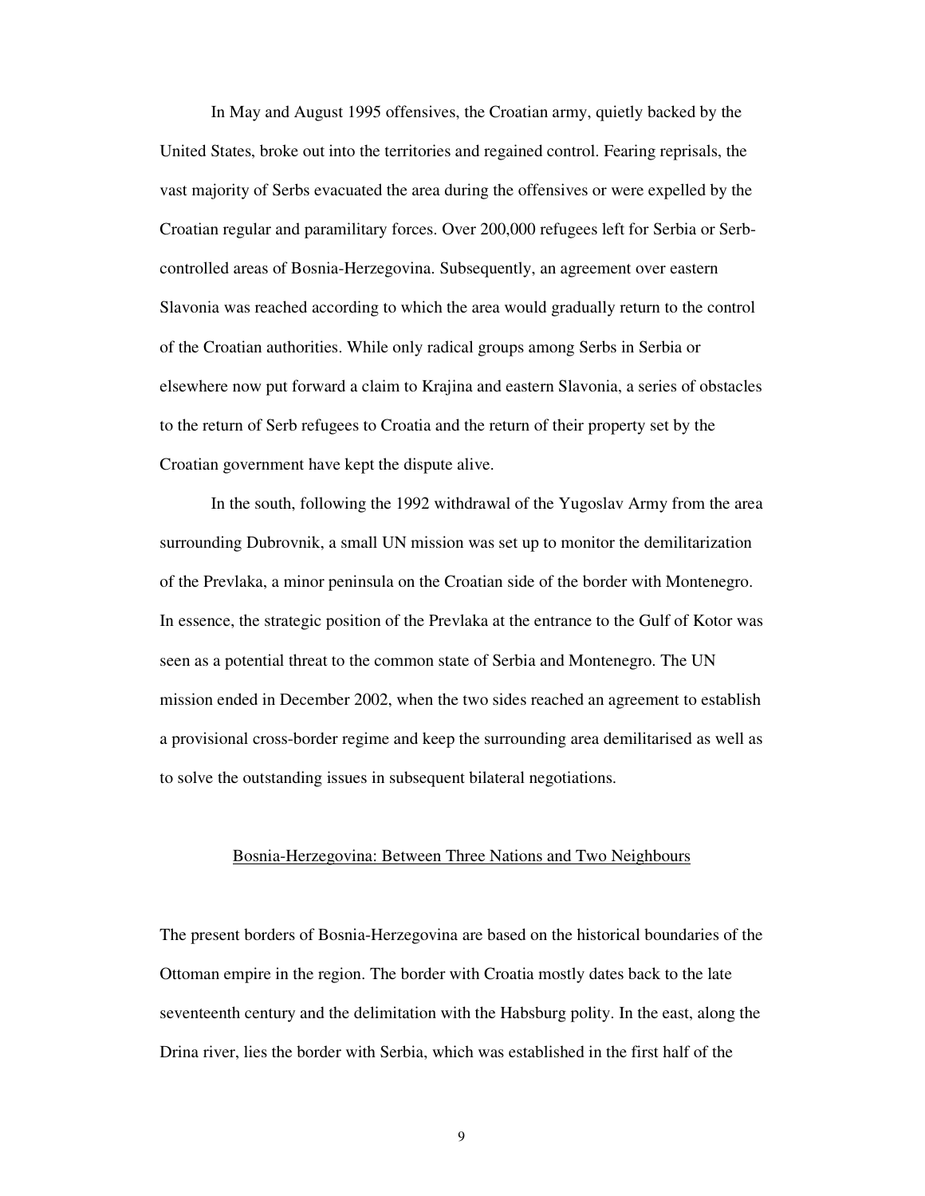In May and August 1995 offensives, the Croatian army, quietly backed by the United States, broke out into the territories and regained control. Fearing reprisals, the vast majority of Serbs evacuated the area during the offensives or were expelled by the Croatian regular and paramilitary forces. Over 200,000 refugees left for Serbia or Serb-controlled areas of Bosnia-Herzegovina. Subsequently, an agreement over eastern Slavonia was reached according to which the area would gradually return to the control of the Croatian authorities. While only radical groups among Serbs in Serbia or elsewhere now put forward a claim to Krajina and eastern Slavonia, a series of obstacles to the return of Serb refugees to Croatia and the return of their property set by the Croatian government have kept the dispute alive.

In the south, following the 1992 withdrawal of the Yugoslav Army from the area surrounding Dubrovnik, a small UN mission was set up to monitor the demilitarization of the Prevlaka, a minor peninsula on the Croatian side of the border with Montenegro. In essence, the strategic position of the Prevlaka at the entrance to the Gulf of Kotor was seen as a potential threat to the common state of Serbia and Montenegro. The UN mission ended in December 2002, when the two sides reached an agreement to establish a provisional cross-border regime and keep the surrounding area demilitarised as well as to solve the outstanding issues in subsequent bilateral negotiations.

## Bosnia-Herzegovina: Between Three Nations and Two Neighbours

The present borders of Bosnia-Herzegovina are based on the historical boundaries of the Ottoman empire in the region. The border with Croatia mostly dates back to the late seventeenth century and the delimitation with the Habsburg polity. In the east, along the Drina river, lies the border with Serbia, which was established in the first half of the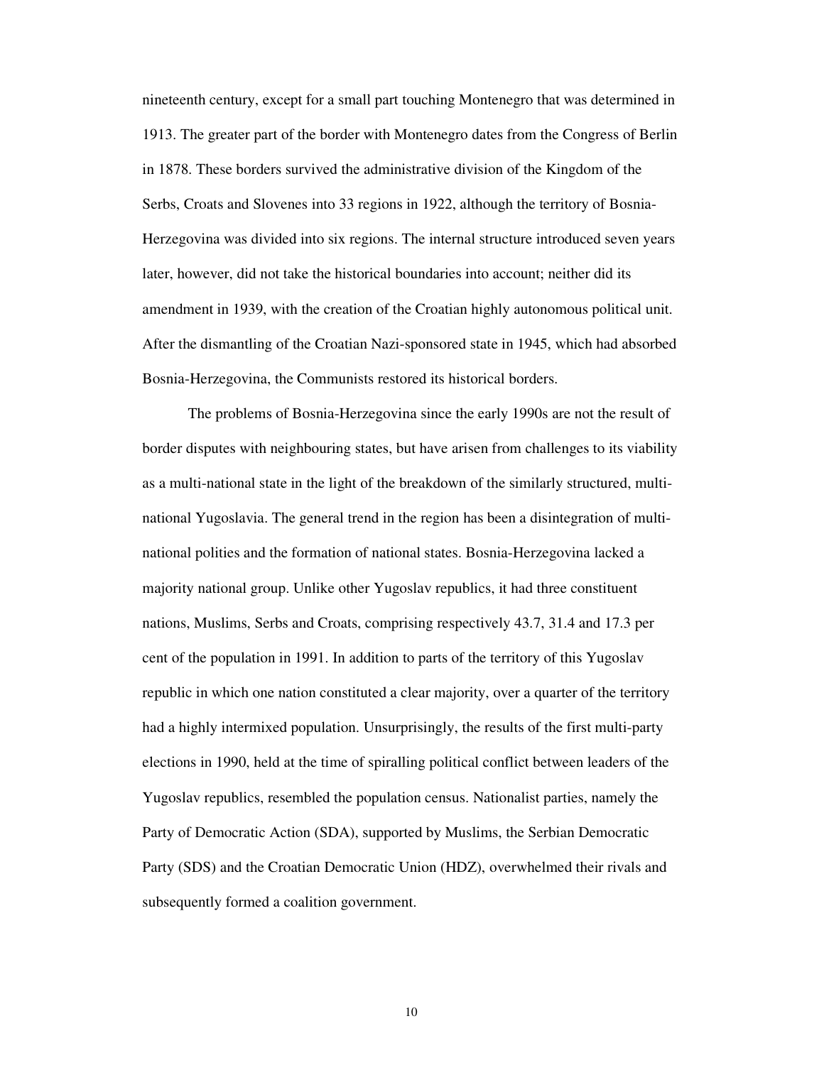nineteenth century, except for a small part touching Montenegro that was determined in 1913. The greater part of the border with Montenegro dates from the Congress of Berlin in 1878. These borders survived the administrative division of the Kingdom of the Serbs, Croats and Slovenes into 33 regions in 1922, although the territory of Bosnia-Herzegovina was divided into six regions. The internal structure introduced seven years later, however, did not take the historical boundaries into account; neither did its amendment in 1939, with the creation of the Croatian highly autonomous political unit. After the dismantling of the Croatian Nazi-sponsored state in 1945, which had absorbed Bosnia-Herzegovina, the Communists restored its historical borders.

The problems of Bosnia-Herzegovina since the early 1990s are not the result of border disputes with neighbouring states, but have arisen from challenges to its viability as a multi-national state in the light of the breakdown of the similarly structured, multi-national Yugoslavia. The general trend in the region has been a disintegration of multi-national polities and the formation of national states. Bosnia-Herzegovina lacked a majority national group. Unlike other Yugoslav republics, it had three constituent nations, Muslims, Serbs and Croats, comprising respectively 43.7, 31.4 and 17.3 per cent of the population in 1991. In addition to parts of the territory of this Yugoslav republic in which one nation constituted a clear majority, over a quarter of the territory had a highly intermixed population. Unsurprisingly, the results of the first multi-party elections in 1990, held at the time of spiralling political conflict between leaders of the Yugoslav republics, resembled the population census. Nationalist parties, namely the Party of Democratic Action (SDA), supported by Muslims, the Serbian Democratic Party (SDS) and the Croatian Democratic Union (HDZ), overwhelmed their rivals and subsequently formed a coalition government.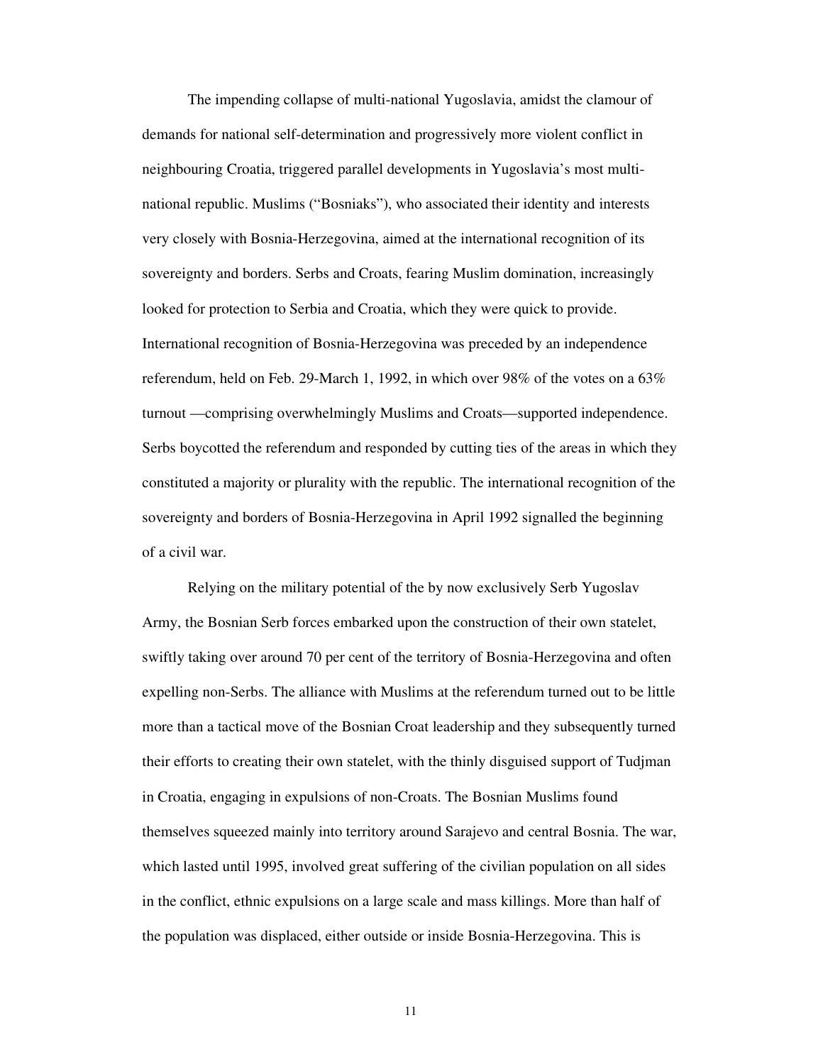The impending collapse of multi-national Yugoslavia, amidst the clamour of demands for national self-determination and progressively more violent conflict in neighbouring Croatia, triggered parallel developments in Yugoslavia's most multi-national republic. Muslims ("Bosniaks"), who associated their identity and interests very closely with Bosnia-Herzegovina, aimed at the international recognition of its sovereignty and borders. Serbs and Croats, fearing Muslim domination, increasingly looked for protection to Serbia and Croatia, which they were quick to provide. International recognition of Bosnia-Herzegovina was preceded by an independence referendum, held on Feb. 29-March 1, 1992, in which over 98% of the votes on a 63% turnout —comprising overwhelmingly Muslims and Croats—supported independence. Serbs boycotted the referendum and responded by cutting ties of the areas in which they constituted a majority or plurality with the republic. The international recognition of the sovereignty and borders of Bosnia-Herzegovina in April 1992 signalled the beginning of a civil war.

Relying on the military potential of the by now exclusively Serb Yugoslav Army, the Bosnian Serb forces embarked upon the construction of their own statelet, swiftly taking over around 70 per cent of the territory of Bosnia-Herzegovina and often expelling non-Serbs. The alliance with Muslims at the referendum turned out to be little more than a tactical move of the Bosnian Croat leadership and they subsequently turned their efforts to creating their own statelet, with the thinly disguised support of Tudjman in Croatia, engaging in expulsions of non-Croats. The Bosnian Muslims found themselves squeezed mainly into territory around Sarajevo and central Bosnia. The war, which lasted until 1995, involved great suffering of the civilian population on all sides in the conflict, ethnic expulsions on a large scale and mass killings. More than half of the population was displaced, either outside or inside Bosnia-Herzegovina. This is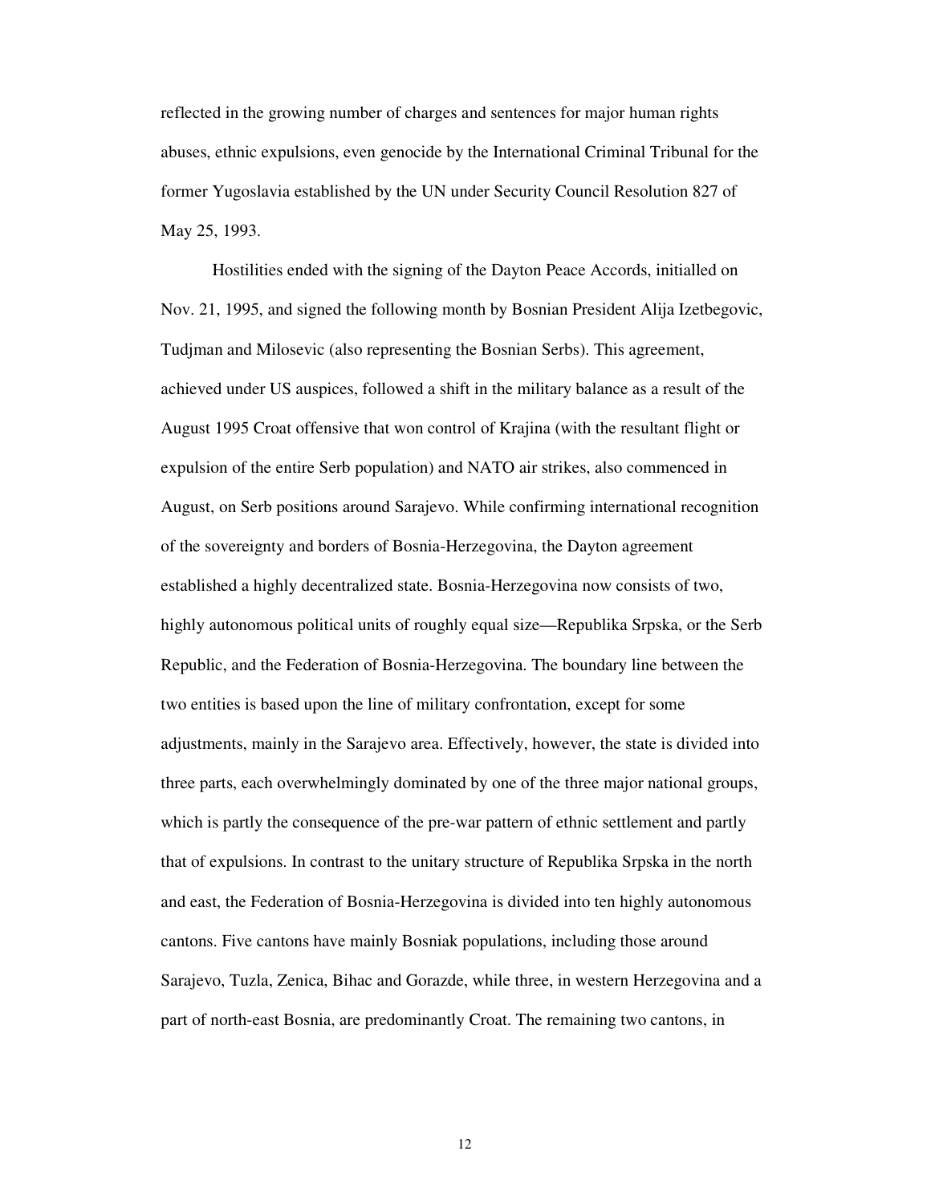reflected in the growing number of charges and sentences for major human rights abuses, ethnic expulsions, even genocide by the International Criminal Tribunal for the former Yugoslavia established by the UN under Security Council Resolution 827 of May 25, 1993.

Hostilities ended with the signing of the Dayton Peace Accords, initialled on Nov. 21, 1995, and signed the following month by Bosnian President Alija Izetbegovic, Tudjman and Milosevic (also representing the Bosnian Serbs). This agreement, achieved under US auspices, followed a shift in the military balance as a result of the August 1995 Croat offensive that won control of Krajina (with the resultant flight or expulsion of the entire Serb population) and NATO air strikes, also commenced in August, on Serb positions around Sarajevo. While confirming international recognition of the sovereignty and borders of Bosnia-Herzegovina, the Dayton agreement established a highly decentralized state. Bosnia-Herzegovina now consists of two, highly autonomous political units of roughly equal size—Republika Srpska, or the Serb Republic, and the Federation of Bosnia-Herzegovina. The boundary line between the two entities is based upon the line of military confrontation, except for some adjustments, mainly in the Sarajevo area. Effectively, however, the state is divided into three parts, each overwhelmingly dominated by one of the three major national groups, which is partly the consequence of the pre-war pattern of ethnic settlement and partly that of expulsions. In contrast to the unitary structure of Republika Srpska in the north and east, the Federation of Bosnia-Herzegovina is divided into ten highly autonomous cantons. Five cantons have mainly Bosniak populations, including those around Sarajevo, Tuzla, Zenica, Bihac and Gorazde, while three, in western Herzegovina and a part of north-east Bosnia, are predominantly Croat. The remaining two cantons, in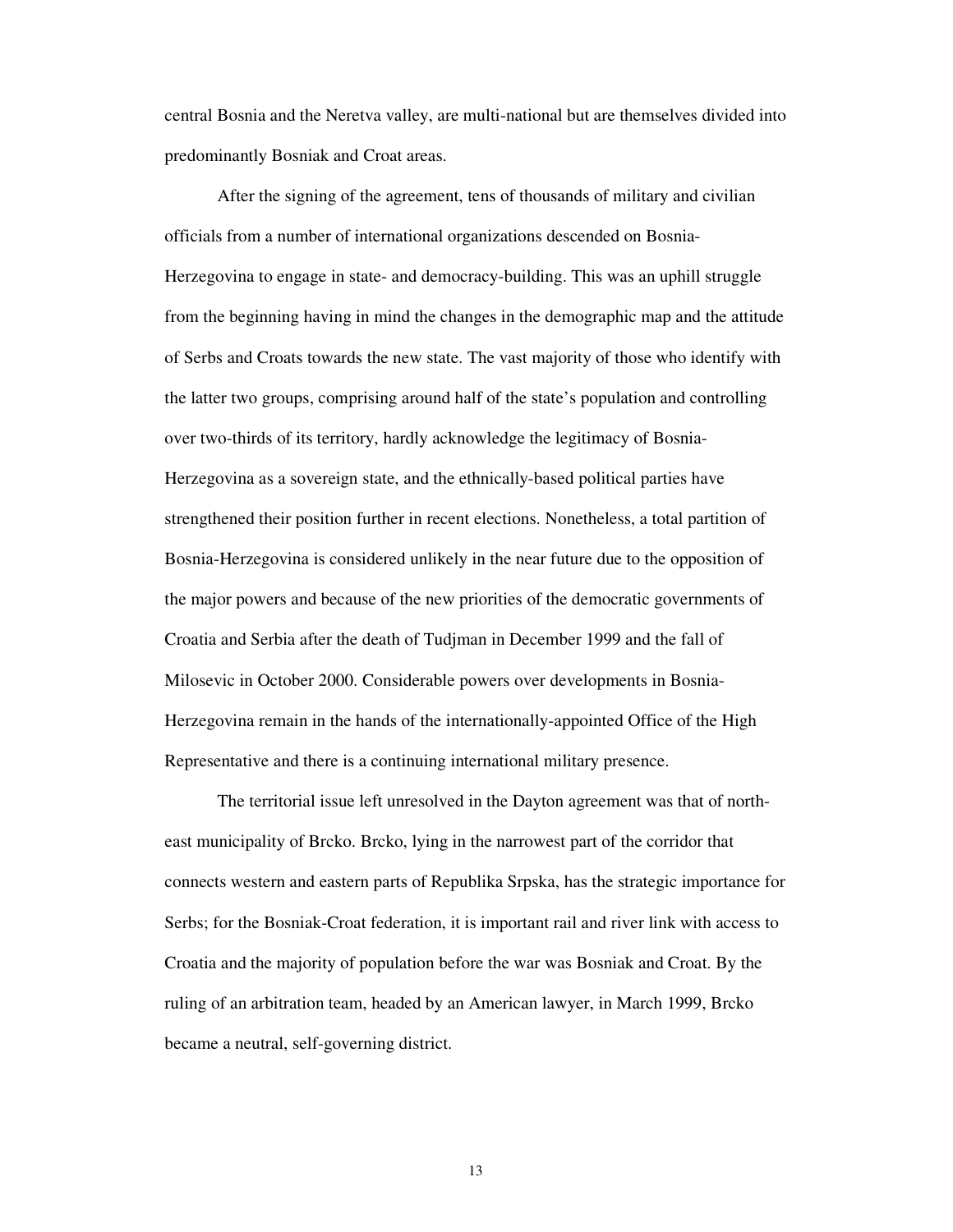central Bosnia and the Neretva valley, are multi-national but are themselves divided into predominantly Bosniak and Croat areas.

After the signing of the agreement, tens of thousands of military and civilian officials from a number of international organizations descended on Bosnia-Herzegovina to engage in state- and democracy-building. This was an uphill struggle from the beginning having in mind the changes in the demographic map and the attitude of Serbs and Croats towards the new state. The vast majority of those who identify with the latter two groups, comprising around half of the state's population and controlling over two-thirds of its territory, hardly acknowledge the legitimacy of Bosnia-Herzegovina as a sovereign state, and the ethnically-based political parties have strengthened their position further in recent elections. Nonetheless, a total partition of Bosnia-Herzegovina is considered unlikely in the near future due to the opposition of the major powers and because of the new priorities of the democratic governments of Croatia and Serbia after the death of Tudjman in December 1999 and the fall of Milosevic in October 2000. Considerable powers over developments in Bosnia-Herzegovina remain in the hands of the internationally-appointed Office of the High Representative and there is a continuing international military presence.

The territorial issue left unresolved in the Dayton agreement was that of north-east municipality of Brcko. Brcko, lying in the narrowest part of the corridor that connects western and eastern parts of Republika Srpska, has the strategic importance for Serbs; for the Bosniak-Croat federation, it is important rail and river link with access to Croatia and the majority of population before the war was Bosniak and Croat. By the ruling of an arbitration team, headed by an American lawyer, in March 1999, Brcko became a neutral, self-governing district.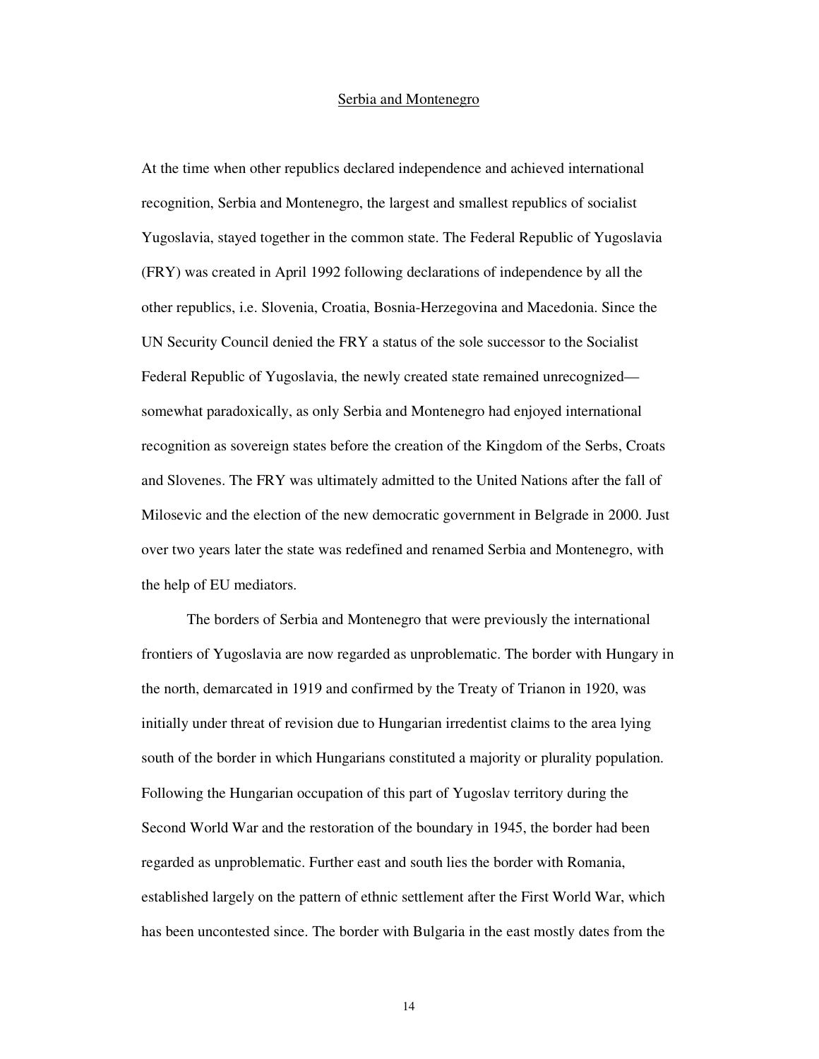## Serbia and Montenegro

At the time when other republics declared independence and achieved international recognition, Serbia and Montenegro, the largest and smallest republics of socialist Yugoslavia, stayed together in the common state. The Federal Republic of Yugoslavia (FRY) was created in April 1992 following declarations of independence by all the other republics, i.e. Slovenia, Croatia, Bosnia-Herzegovina and Macedonia. Since the UN Security Council denied the FRY a status of the sole successor to the Socialist Federal Republic of Yugoslavia, the newly created state remained unrecognized—somewhat paradoxically, as only Serbia and Montenegro had enjoyed international recognition as sovereign states before the creation of the Kingdom of the Serbs, Croats and Slovenes. The FRY was ultimately admitted to the United Nations after the fall of Milosevic and the election of the new democratic government in Belgrade in 2000. Just over two years later the state was redefined and renamed Serbia and Montenegro, with the help of EU mediators.

The borders of Serbia and Montenegro that were previously the international frontiers of Yugoslavia are now regarded as unproblematic. The border with Hungary in the north, demarcated in 1919 and confirmed by the Treaty of Trianon in 1920, was initially under threat of revision due to Hungarian irredentist claims to the area lying south of the border in which Hungarians constituted a majority or plurality population. Following the Hungarian occupation of this part of Yugoslav territory during the Second World War and the restoration of the boundary in 1945, the border had been regarded as unproblematic. Further east and south lies the border with Romania, established largely on the pattern of ethnic settlement after the First World War, which has been uncontested since. The border with Bulgaria in the east mostly dates from the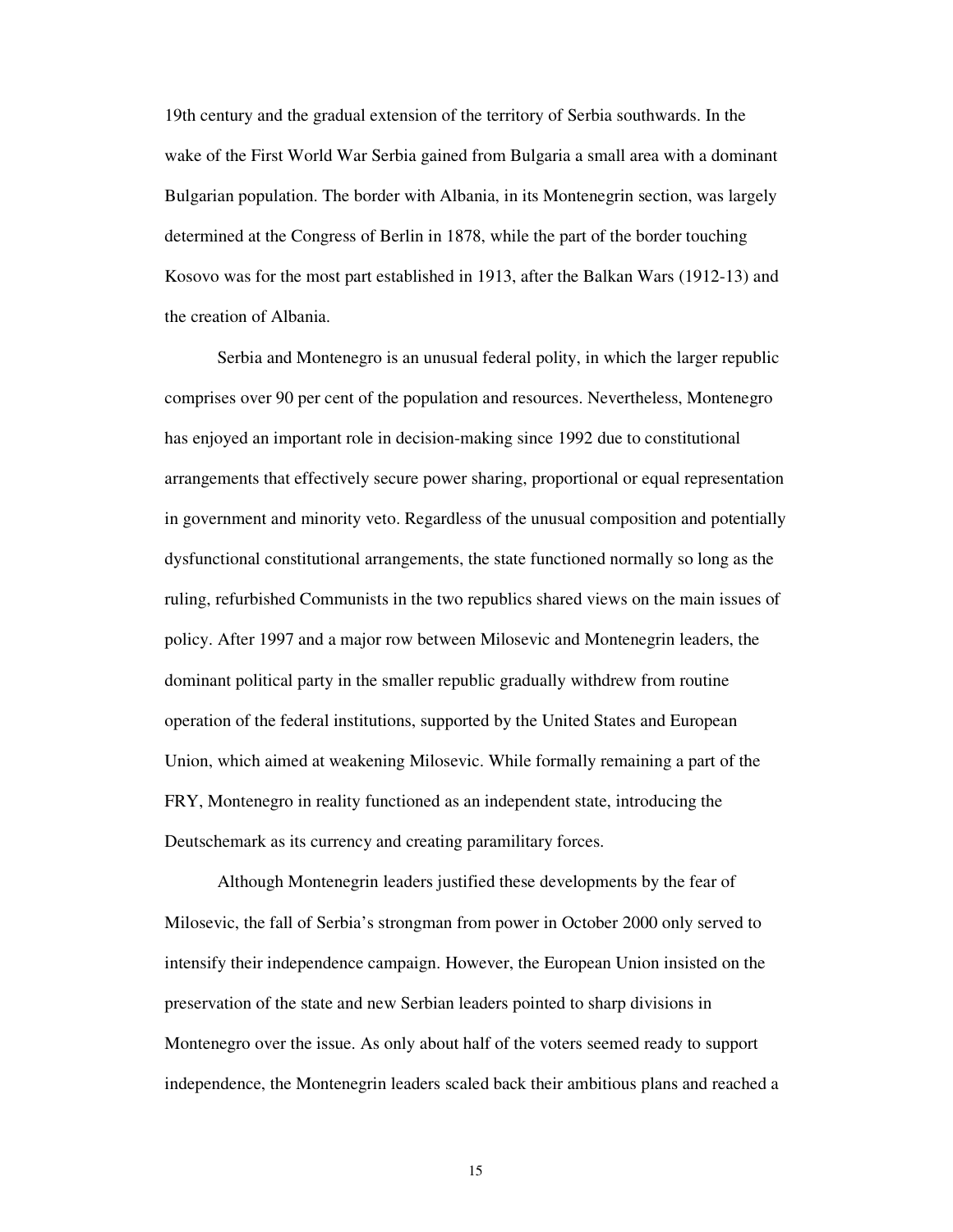19th century and the gradual extension of the territory of Serbia southwards. In the wake of the First World War Serbia gained from Bulgaria a small area with a dominant Bulgarian population. The border with Albania, in its Montenegrin section, was largely determined at the Congress of Berlin in 1878, while the part of the border touching Kosovo was for the most part established in 1913, after the Balkan Wars (1912-13) and the creation of Albania.

Serbia and Montenegro is an unusual federal polity, in which the larger republic comprises over 90 per cent of the population and resources. Nevertheless, Montenegro has enjoyed an important role in decision-making since 1992 due to constitutional arrangements that effectively secure power sharing, proportional or equal representation in government and minority veto. Regardless of the unusual composition and potentially dysfunctional constitutional arrangements, the state functioned normally so long as the ruling, refurbished Communists in the two republics shared views on the main issues of policy. After 1997 and a major row between Milosevic and Montenegrin leaders, the dominant political party in the smaller republic gradually withdrew from routine operation of the federal institutions, supported by the United States and European Union, which aimed at weakening Milosevic. While formally remaining a part of the FRY, Montenegro in reality functioned as an independent state, introducing the Deutschemark as its currency and creating paramilitary forces.

Although Montenegrin leaders justified these developments by the fear of Milosevic, the fall of Serbia's strongman from power in October 2000 only served to intensify their independence campaign. However, the European Union insisted on the preservation of the state and new Serbian leaders pointed to sharp divisions in Montenegro over the issue. As only about half of the voters seemed ready to support independence, the Montenegrin leaders scaled back their ambitious plans and reached a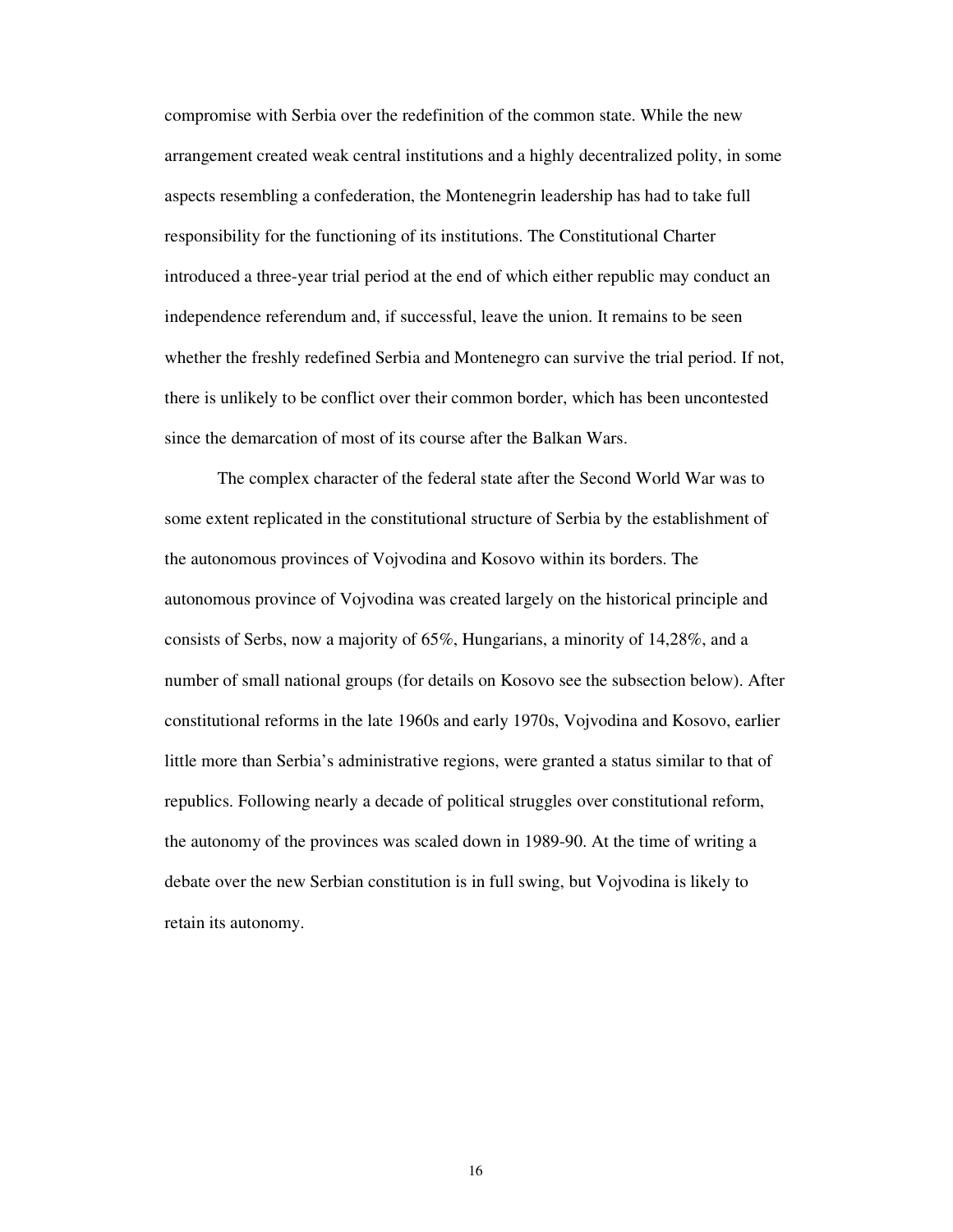compromise with Serbia over the redefinition of the common state. While the new arrangement created weak central institutions and a highly decentralized polity, in some aspects resembling a confederation, the Montenegrin leadership has had to take full responsibility for the functioning of its institutions. The Constitutional Charter introduced a three-year trial period at the end of which either republic may conduct an independence referendum and, if successful, leave the union. It remains to be seen whether the freshly redefined Serbia and Montenegro can survive the trial period. If not, there is unlikely to be conflict over their common border, which has been uncontested since the demarcation of most of its course after the Balkan Wars.

The complex character of the federal state after the Second World War was to some extent replicated in the constitutional structure of Serbia by the establishment of the autonomous provinces of Vojvodina and Kosovo within its borders. The autonomous province of Vojvodina was created largely on the historical principle and consists of Serbs, now a majority of 65%, Hungarians, a minority of 14,28%, and a number of small national groups (for details on Kosovo see the subsection below). After constitutional reforms in the late 1960s and early 1970s, Vojvodina and Kosovo, earlier little more than Serbia's administrative regions, were granted a status similar to that of republics. Following nearly a decade of political struggles over constitutional reform, the autonomy of the provinces was scaled down in 1989-90. At the time of writing a debate over the new Serbian constitution is in full swing, but Vojvodina is likely to retain its autonomy.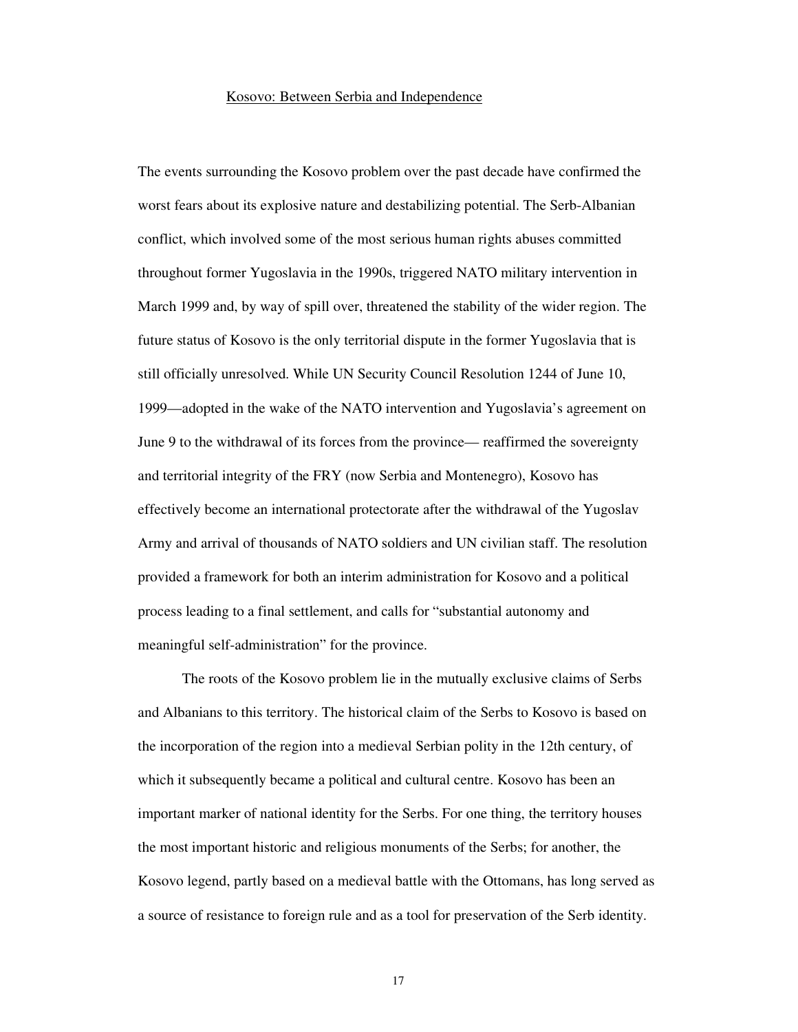## Kosovo: Between Serbia and Independence

The events surrounding the Kosovo problem over the past decade have confirmed the worst fears about its explosive nature and destabilizing potential. The Serb-Albanian conflict, which involved some of the most serious human rights abuses committed throughout former Yugoslavia in the 1990s, triggered NATO military intervention in March 1999 and, by way of spill over, threatened the stability of the wider region. The future status of Kosovo is the only territorial dispute in the former Yugoslavia that is still officially unresolved. While UN Security Council Resolution 1244 of June 10, 1999—adopted in the wake of the NATO intervention and Yugoslavia's agreement on June 9 to the withdrawal of its forces from the province— reaffirmed the sovereignty and territorial integrity of the FRY (now Serbia and Montenegro), Kosovo has effectively become an international protectorate after the withdrawal of the Yugoslav Army and arrival of thousands of NATO soldiers and UN civilian staff. The resolution provided a framework for both an interim administration for Kosovo and a political process leading to a final settlement, and calls for "substantial autonomy and meaningful self-administration" for the province.

The roots of the Kosovo problem lie in the mutually exclusive claims of Serbs and Albanians to this territory. The historical claim of the Serbs to Kosovo is based on the incorporation of the region into a medieval Serbian polity in the 12th century, of which it subsequently became a political and cultural centre. Kosovo has been an important marker of national identity for the Serbs. For one thing, the territory houses the most important historic and religious monuments of the Serbs; for another, the Kosovo legend, partly based on a medieval battle with the Ottomans, has long served as a source of resistance to foreign rule and as a tool for preservation of the Serb identity.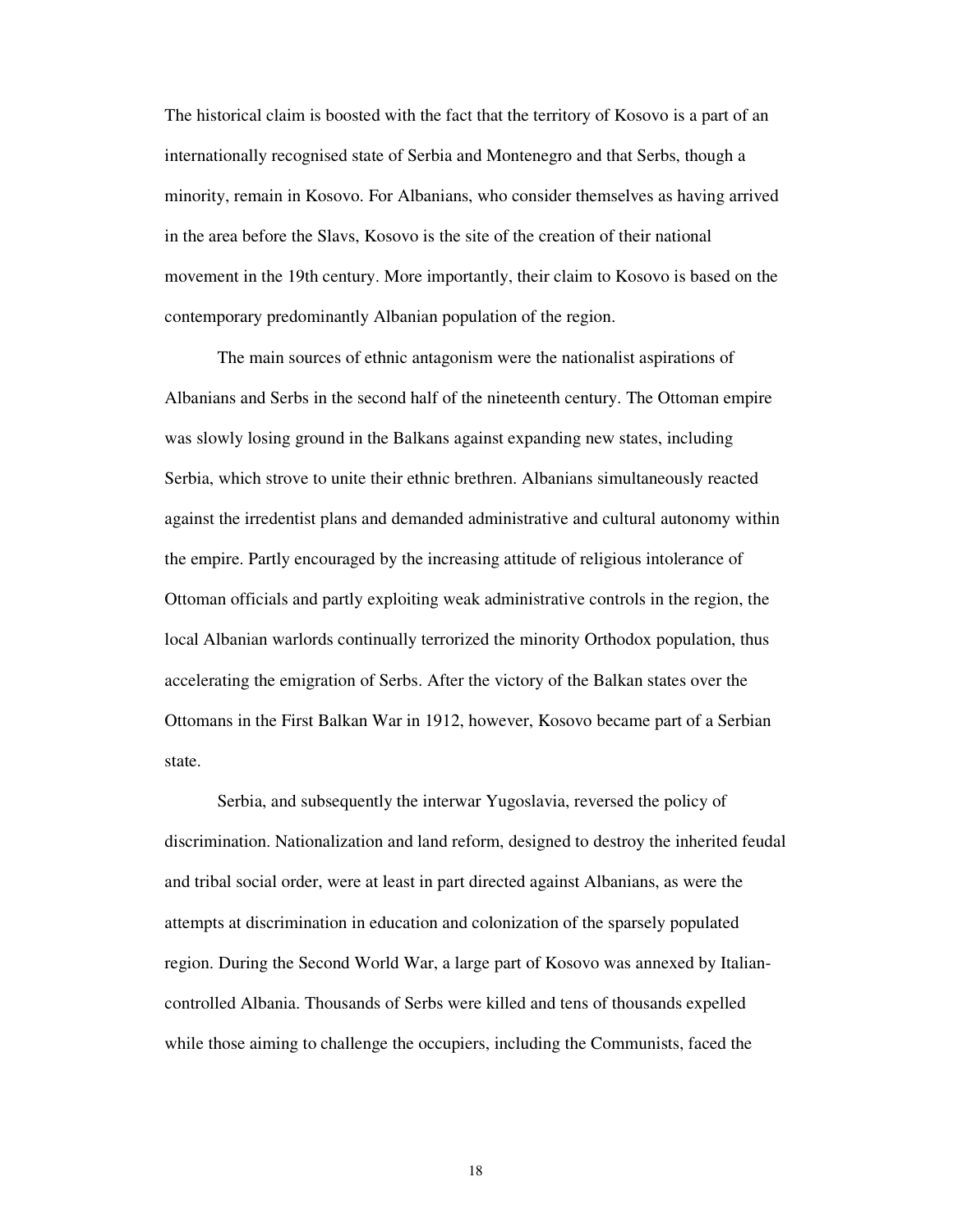The historical claim is boosted with the fact that the territory of Kosovo is a part of an internationally recognised state of Serbia and Montenegro and that Serbs, though a minority, remain in Kosovo. For Albanians, who consider themselves as having arrived in the area before the Slavs, Kosovo is the site of the creation of their national movement in the 19th century. More importantly, their claim to Kosovo is based on the contemporary predominantly Albanian population of the region.

The main sources of ethnic antagonism were the nationalist aspirations of Albanians and Serbs in the second half of the nineteenth century. The Ottoman empire was slowly losing ground in the Balkans against expanding new states, including Serbia, which strove to unite their ethnic brethren. Albanians simultaneously reacted against the irredentist plans and demanded administrative and cultural autonomy within the empire. Partly encouraged by the increasing attitude of religious intolerance of Ottoman officials and partly exploiting weak administrative controls in the region, the local Albanian warlords continually terrorized the minority Orthodox population, thus accelerating the emigration of Serbs. After the victory of the Balkan states over the Ottomans in the First Balkan War in 1912, however, Kosovo became part of a Serbian state.

Serbia, and subsequently the interwar Yugoslavia, reversed the policy of discrimination. Nationalization and land reform, designed to destroy the inherited feudal and tribal social order, were at least in part directed against Albanians, as were the attempts at discrimination in education and colonization of the sparsely populated region. During the Second World War, a large part of Kosovo was annexed by Italian-controlled Albania. Thousands of Serbs were killed and tens of thousands expelled while those aiming to challenge the occupiers, including the Communists, faced the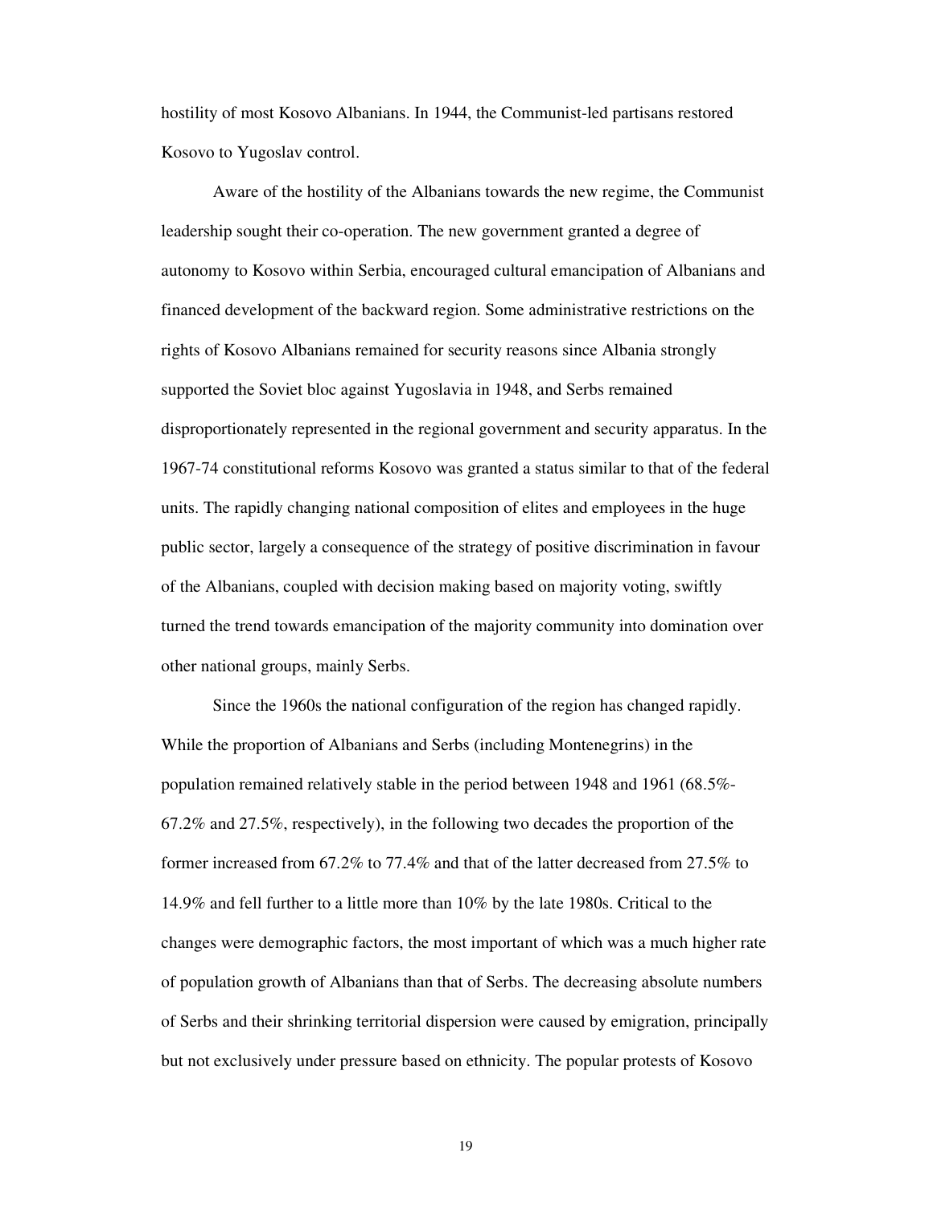hostility of most Kosovo Albanians. In 1944, the Communist-led partisans restored Kosovo to Yugoslav control.

Aware of the hostility of the Albanians towards the new regime, the Communist leadership sought their co-operation. The new government granted a degree of autonomy to Kosovo within Serbia, encouraged cultural emancipation of Albanians and financed development of the backward region. Some administrative restrictions on the rights of Kosovo Albanians remained for security reasons since Albania strongly supported the Soviet bloc against Yugoslavia in 1948, and Serbs remained disproportionately represented in the regional government and security apparatus. In the 1967-74 constitutional reforms Kosovo was granted a status similar to that of the federal units. The rapidly changing national composition of elites and employees in the huge public sector, largely a consequence of the strategy of positive discrimination in favour of the Albanians, coupled with decision making based on majority voting, swiftly turned the trend towards emancipation of the majority community into domination over other national groups, mainly Serbs.

Since the 1960s the national configuration of the region has changed rapidly. While the proportion of Albanians and Serbs (including Montenegrins) in the population remained relatively stable in the period between 1948 and 1961 (68.5%-67.2% and 27.5%, respectively), in the following two decades the proportion of the former increased from 67.2% to 77.4% and that of the latter decreased from 27.5% to 14.9% and fell further to a little more than 10% by the late 1980s. Critical to the changes were demographic factors, the most important of which was a much higher rate of population growth of Albanians than that of Serbs. The decreasing absolute numbers of Serbs and their shrinking territorial dispersion were caused by emigration, principally but not exclusively under pressure based on ethnicity. The popular protests of Kosovo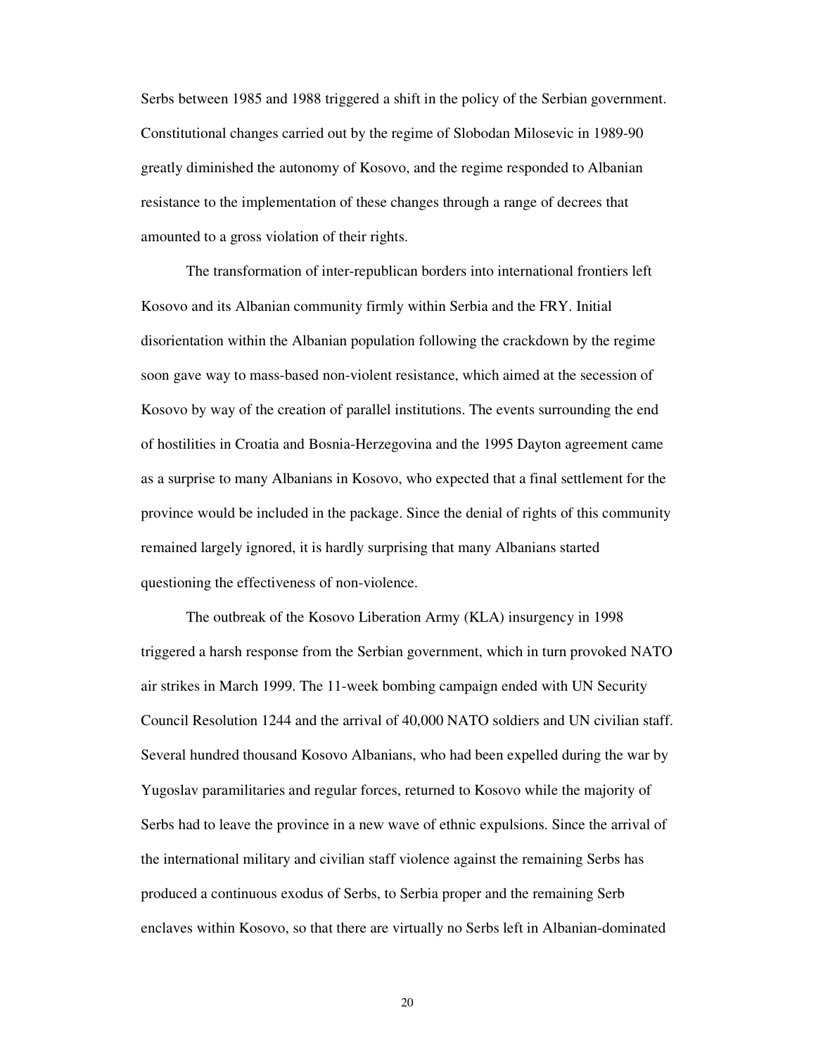Serbs between 1985 and 1988 triggered a shift in the policy of the Serbian government. Constitutional changes carried out by the regime of Slobodan Milosevic in 1989-90 greatly diminished the autonomy of Kosovo, and the regime responded to Albanian resistance to the implementation of these changes through a range of decrees that amounted to a gross violation of their rights.

The transformation of inter-republican borders into international frontiers left Kosovo and its Albanian community firmly within Serbia and the FRY. Initial disorientation within the Albanian population following the crackdown by the regime soon gave way to mass-based non-violent resistance, which aimed at the secession of Kosovo by way of the creation of parallel institutions. The events surrounding the end of hostilities in Croatia and Bosnia-Herzegovina and the 1995 Dayton agreement came as a surprise to many Albanians in Kosovo, who expected that a final settlement for the province would be included in the package. Since the denial of rights of this community remained largely ignored, it is hardly surprising that many Albanians started questioning the effectiveness of non-violence.

The outbreak of the Kosovo Liberation Army (KLA) insurgency in 1998 triggered a harsh response from the Serbian government, which in turn provoked NATO air strikes in March 1999. The 11-week bombing campaign ended with UN Security Council Resolution 1244 and the arrival of 40,000 NATO soldiers and UN civilian staff. Several hundred thousand Kosovo Albanians, who had been expelled during the war by Yugoslav paramilitaries and regular forces, returned to Kosovo while the majority of Serbs had to leave the province in a new wave of ethnic expulsions. Since the arrival of the international military and civilian staff violence against the remaining Serbs has produced a continuous exodus of Serbs, to Serbia proper and the remaining Serb enclaves within Kosovo, so that there are virtually no Serbs left in Albanian-dominated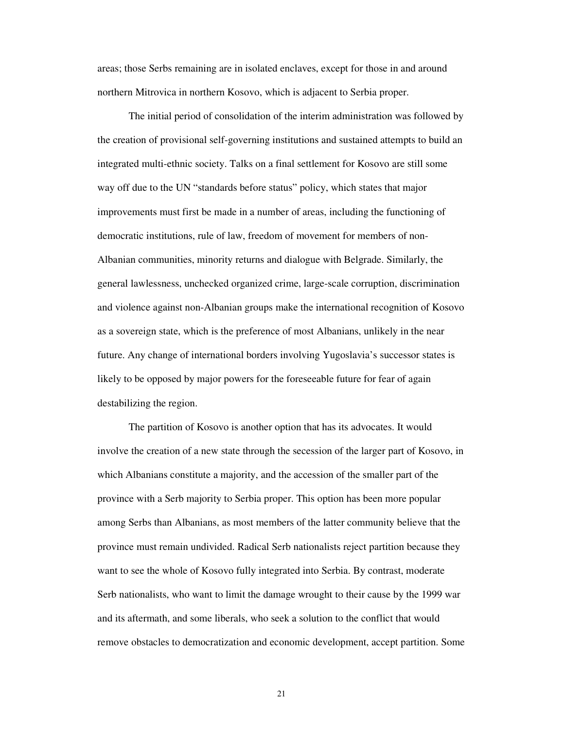areas; those Serbs remaining are in isolated enclaves, except for those in and around northern Mitrovica in northern Kosovo, which is adjacent to Serbia proper.

The initial period of consolidation of the interim administration was followed by the creation of provisional self-governing institutions and sustained attempts to build an integrated multi-ethnic society. Talks on a final settlement for Kosovo are still some way off due to the UN "standards before status" policy, which states that major improvements must first be made in a number of areas, including the functioning of democratic institutions, rule of law, freedom of movement for members of non-Albanian communities, minority returns and dialogue with Belgrade. Similarly, the general lawlessness, unchecked organized crime, large-scale corruption, discrimination and violence against non-Albanian groups make the international recognition of Kosovo as a sovereign state, which is the preference of most Albanians, unlikely in the near future. Any change of international borders involving Yugoslavia's successor states is likely to be opposed by major powers for the foreseeable future for fear of again destabilizing the region.

The partition of Kosovo is another option that has its advocates. It would involve the creation of a new state through the secession of the larger part of Kosovo, in which Albanians constitute a majority, and the accession of the smaller part of the province with a Serb majority to Serbia proper. This option has been more popular among Serbs than Albanians, as most members of the latter community believe that the province must remain undivided. Radical Serb nationalists reject partition because they want to see the whole of Kosovo fully integrated into Serbia. By contrast, moderate Serb nationalists, who want to limit the damage wrought to their cause by the 1999 war and its aftermath, and some liberals, who seek a solution to the conflict that would remove obstacles to democratization and economic development, accept partition. Some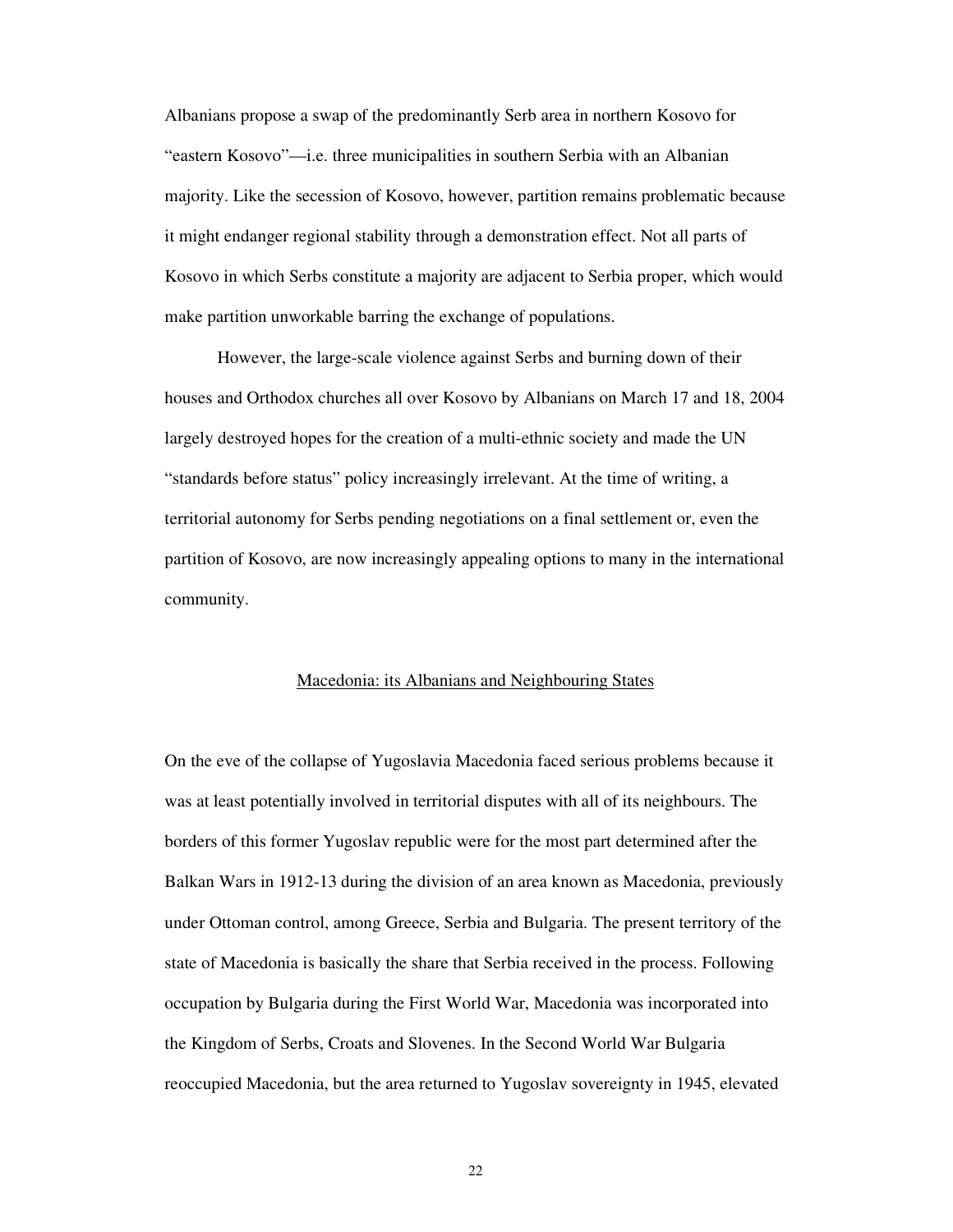Albanians propose a swap of the predominantly Serb area in northern Kosovo for "eastern Kosovo"—i.e. three municipalities in southern Serbia with an Albanian majority. Like the secession of Kosovo, however, partition remains problematic because it might endanger regional stability through a demonstration effect. Not all parts of Kosovo in which Serbs constitute a majority are adjacent to Serbia proper, which would make partition unworkable barring the exchange of populations.

However, the large-scale violence against Serbs and burning down of their houses and Orthodox churches all over Kosovo by Albanians on March 17 and 18, 2004 largely destroyed hopes for the creation of a multi-ethnic society and made the UN "standards before status" policy increasingly irrelevant. At the time of writing, a territorial autonomy for Serbs pending negotiations on a final settlement or, even the partition of Kosovo, are now increasingly appealing options to many in the international community.

## Macedonia: its Albanians and Neighbouring States

On the eve of the collapse of Yugoslavia Macedonia faced serious problems because it was at least potentially involved in territorial disputes with all of its neighbours. The borders of this former Yugoslav republic were for the most part determined after the Balkan Wars in 1912-13 during the division of an area known as Macedonia, previously under Ottoman control, among Greece, Serbia and Bulgaria. The present territory of the state of Macedonia is basically the share that Serbia received in the process. Following occupation by Bulgaria during the First World War, Macedonia was incorporated into the Kingdom of Serbs, Croats and Slovenes. In the Second World War Bulgaria reoccupied Macedonia, but the area returned to Yugoslav sovereignty in 1945, elevated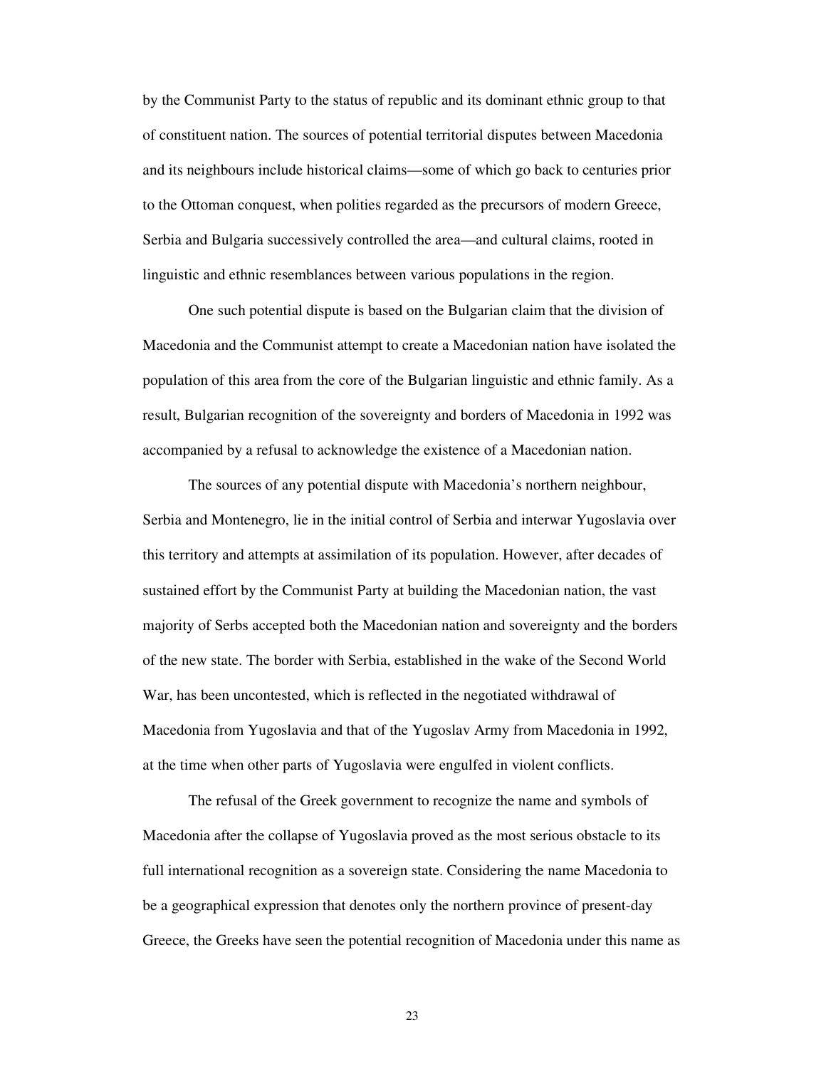by the Communist Party to the status of republic and its dominant ethnic group to that of constituent nation. The sources of potential territorial disputes between Macedonia and its neighbours include historical claims—some of which go back to centuries prior to the Ottoman conquest, when polities regarded as the precursors of modern Greece, Serbia and Bulgaria successively controlled the area—and cultural claims, rooted in linguistic and ethnic resemblances between various populations in the region.

One such potential dispute is based on the Bulgarian claim that the division of Macedonia and the Communist attempt to create a Macedonian nation have isolated the population of this area from the core of the Bulgarian linguistic and ethnic family. As a result, Bulgarian recognition of the sovereignty and borders of Macedonia in 1992 was accompanied by a refusal to acknowledge the existence of a Macedonian nation.

The sources of any potential dispute with Macedonia's northern neighbour, Serbia and Montenegro, lie in the initial control of Serbia and interwar Yugoslavia over this territory and attempts at assimilation of its population. However, after decades of sustained effort by the Communist Party at building the Macedonian nation, the vast majority of Serbs accepted both the Macedonian nation and sovereignty and the borders of the new state. The border with Serbia, established in the wake of the Second World War, has been uncontested, which is reflected in the negotiated withdrawal of Macedonia from Yugoslavia and that of the Yugoslav Army from Macedonia in 1992, at the time when other parts of Yugoslavia were engulfed in violent conflicts.

The refusal of the Greek government to recognize the name and symbols of Macedonia after the collapse of Yugoslavia proved as the most serious obstacle to its full international recognition as a sovereign state. Considering the name Macedonia to be a geographical expression that denotes only the northern province of present-day Greece, the Greeks have seen the potential recognition of Macedonia under this name as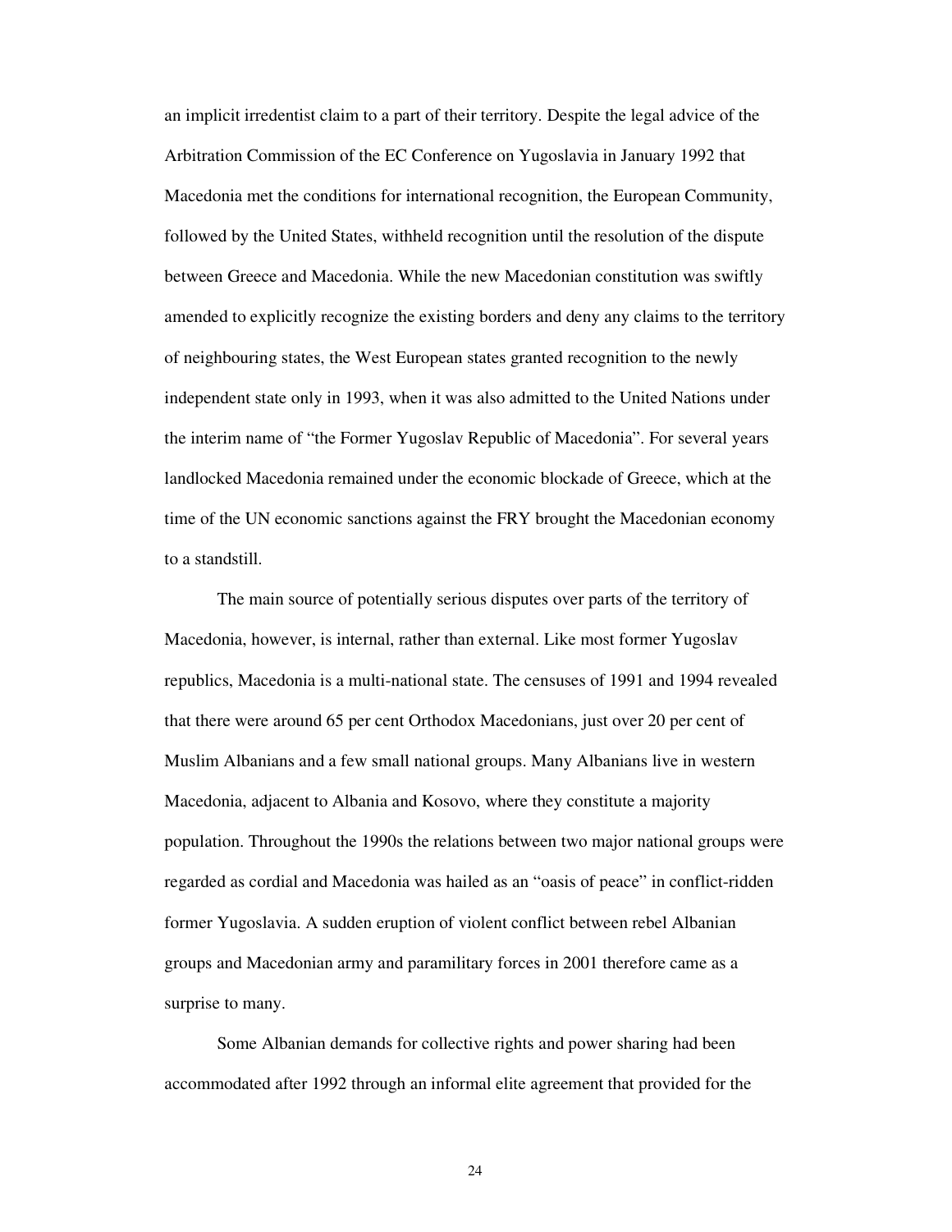an implicit irredentist claim to a part of their territory. Despite the legal advice of the Arbitration Commission of the EC Conference on Yugoslavia in January 1992 that Macedonia met the conditions for international recognition, the European Community, followed by the United States, withheld recognition until the resolution of the dispute between Greece and Macedonia. While the new Macedonian constitution was swiftly amended to explicitly recognize the existing borders and deny any claims to the territory of neighbouring states, the West European states granted recognition to the newly independent state only in 1993, when it was also admitted to the United Nations under the interim name of "the Former Yugoslav Republic of Macedonia". For several years landlocked Macedonia remained under the economic blockade of Greece, which at the time of the UN economic sanctions against the FRY brought the Macedonian economy to a standstill.

The main source of potentially serious disputes over parts of the territory of Macedonia, however, is internal, rather than external. Like most former Yugoslav republics, Macedonia is a multi-national state. The censuses of 1991 and 1994 revealed that there were around 65 per cent Orthodox Macedonians, just over 20 per cent of Muslim Albanians and a few small national groups. Many Albanians live in western Macedonia, adjacent to Albania and Kosovo, where they constitute a majority population. Throughout the 1990s the relations between two major national groups were regarded as cordial and Macedonia was hailed as an "oasis of peace" in conflict-ridden former Yugoslavia. A sudden eruption of violent conflict between rebel Albanian groups and Macedonian army and paramilitary forces in 2001 therefore came as a surprise to many.

Some Albanian demands for collective rights and power sharing had been accommodated after 1992 through an informal elite agreement that provided for the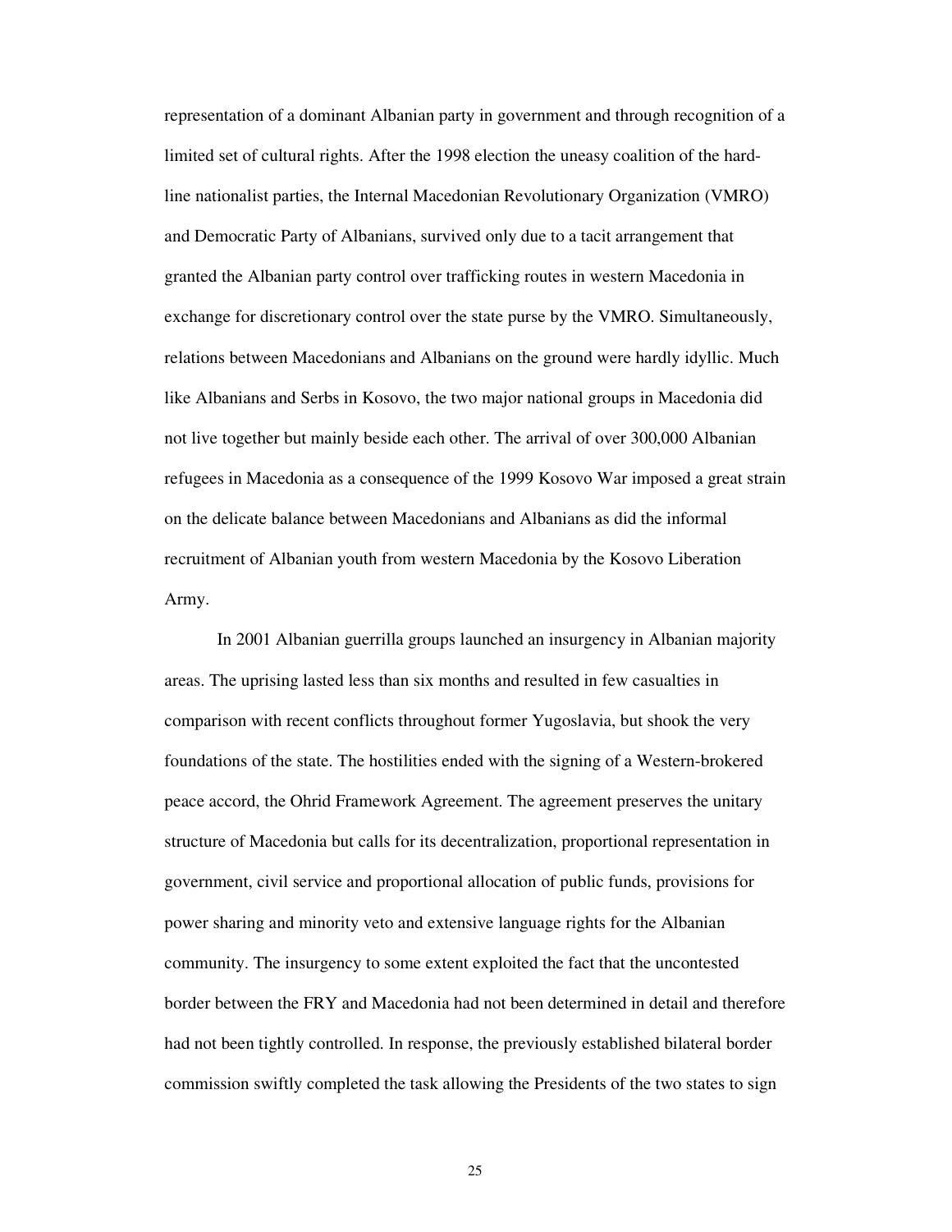representation of a dominant Albanian party in government and through recognition of a limited set of cultural rights. After the 1998 election the uneasy coalition of the hard-line nationalist parties, the Internal Macedonian Revolutionary Organization (VMRO) and Democratic Party of Albanians, survived only due to a tacit arrangement that granted the Albanian party control over trafficking routes in western Macedonia in exchange for discretionary control over the state purse by the VMRO. Simultaneously, relations between Macedonians and Albanians on the ground were hardly idyllic. Much like Albanians and Serbs in Kosovo, the two major national groups in Macedonia did not live together but mainly beside each other. The arrival of over 300,000 Albanian refugees in Macedonia as a consequence of the 1999 Kosovo War imposed a great strain on the delicate balance between Macedonians and Albanians as did the informal recruitment of Albanian youth from western Macedonia by the Kosovo Liberation Army.

In 2001 Albanian guerrilla groups launched an insurgency in Albanian majority areas. The uprising lasted less than six months and resulted in few casualties in comparison with recent conflicts throughout former Yugoslavia, but shook the very foundations of the state. The hostilities ended with the signing of a Western-brokered peace accord, the Ohrid Framework Agreement. The agreement preserves the unitary structure of Macedonia but calls for its decentralization, proportional representation in government, civil service and proportional allocation of public funds, provisions for power sharing and minority veto and extensive language rights for the Albanian community. The insurgency to some extent exploited the fact that the uncontested border between the FRY and Macedonia had not been determined in detail and therefore had not been tightly controlled. In response, the previously established bilateral border commission swiftly completed the task allowing the Presidents of the two states to sign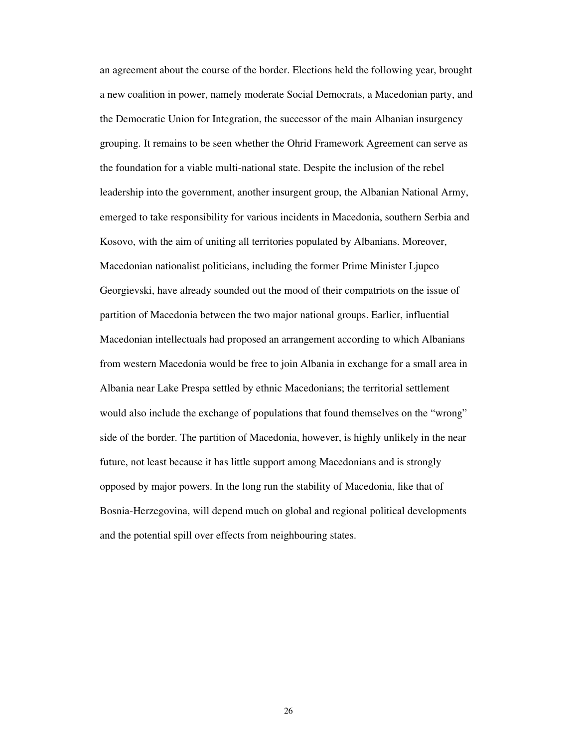an agreement about the course of the border. Elections held the following year, brought a new coalition in power, namely moderate Social Democrats, a Macedonian party, and the Democratic Union for Integration, the successor of the main Albanian insurgency grouping. It remains to be seen whether the Ohrid Framework Agreement can serve as the foundation for a viable multi-national state. Despite the inclusion of the rebel leadership into the government, another insurgent group, the Albanian National Army, emerged to take responsibility for various incidents in Macedonia, southern Serbia and Kosovo, with the aim of uniting all territories populated by Albanians. Moreover, Macedonian nationalist politicians, including the former Prime Minister Ljupco Georgievski, have already sounded out the mood of their compatriots on the issue of partition of Macedonia between the two major national groups. Earlier, influential Macedonian intellectuals had proposed an arrangement according to which Albanians from western Macedonia would be free to join Albania in exchange for a small area in Albania near Lake Prespa settled by ethnic Macedonians; the territorial settlement would also include the exchange of populations that found themselves on the "wrong" side of the border. The partition of Macedonia, however, is highly unlikely in the near future, not least because it has little support among Macedonians and is strongly opposed by major powers. In the long run the stability of Macedonia, like that of Bosnia-Herzegovina, will depend much on global and regional political developments and the potential spill over effects from neighbouring states.